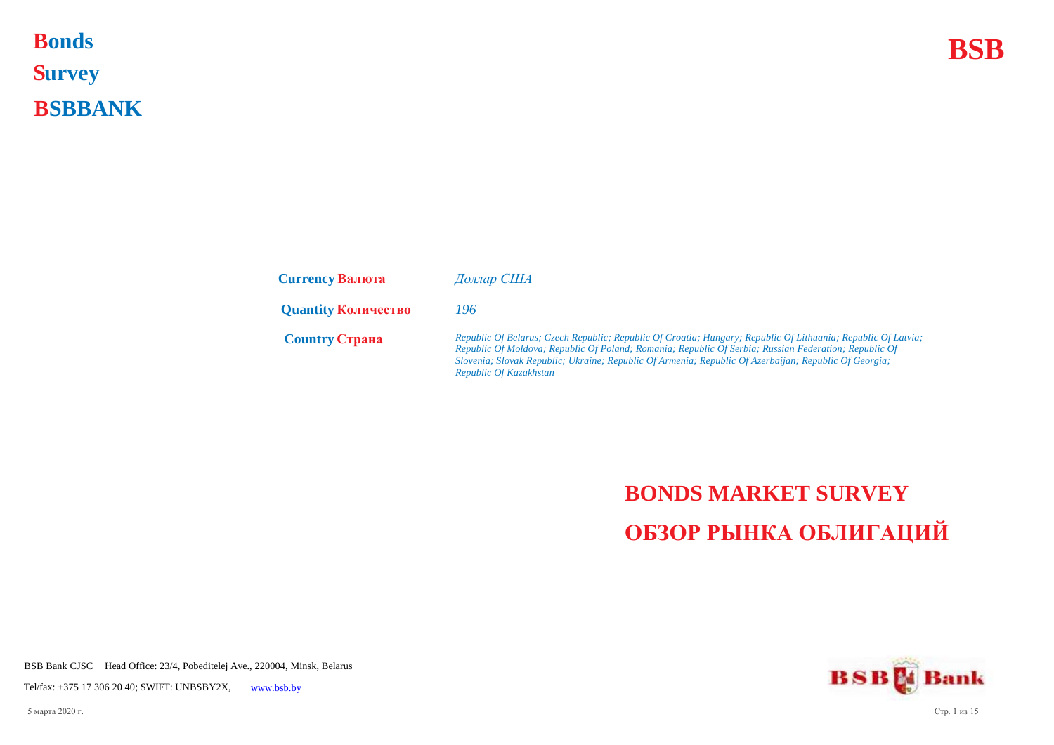# Bonds
# Survey
# BSBBANK

**BSB**

| | |
|---|---|
| **Currency Валюта** | *Доллар США* |
| **Quantity Количество** | *196* |
| **Country Страна** | *Republic Of Belarus; Czech Republic; Republic Of Croatia; Hungary; Republic Of Lithuania; Republic Of Latvia; Republic Of Moldova; Republic Of Poland; Romania; Republic Of Serbia; Russian Federation; Republic Of Slovenia; Slovak Republic; Ukraine; Republic Of Armenia; Republic Of Azerbaijan; Republic Of Georgia; Republic Of Kazakhstan* |

## BONDS MARKET SURVEY

## ОБЗОР РЫНКА ОБЛИГАЦИЙ

BSB Bank CJSC Head Office: 23/4, Pobeditelej Ave., 220004, Minsk, Belarus

Tel/fax: +375 17 306 20 40; SWIFT: UNBSBY2X, www.bsb.by

5 марта 2020 г.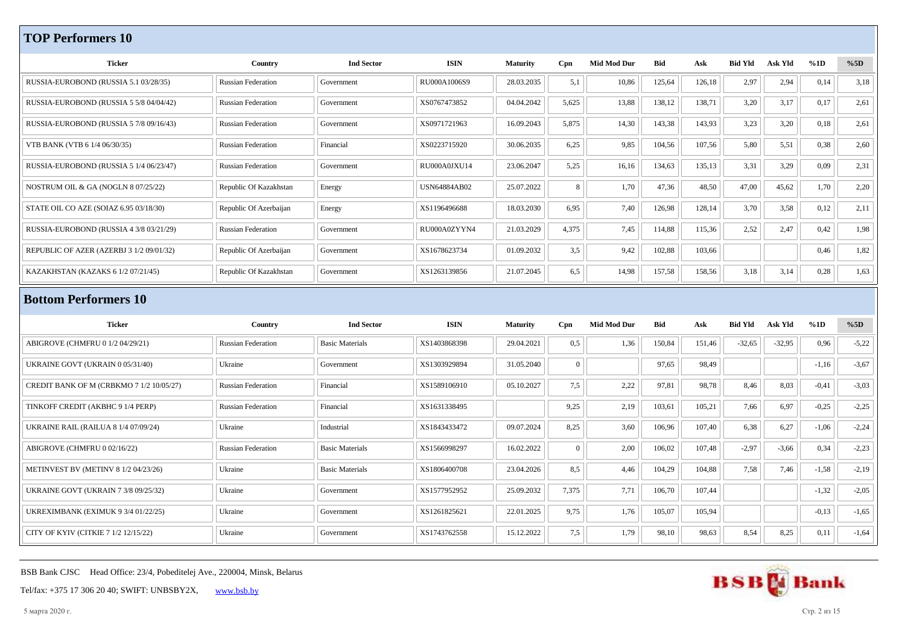## TOP Performers 10

| Ticker | Country | Ind Sector | ISIN | Maturity | Cpn | Mid Mod Dur | Bid | Ask | Bid Yld | Ask Yld | %1D | %5D |
|---|---|---|---|---|---|---|---|---|---|---|---|---|
| RUSSIA-EUROBOND (RUSSIA 5.1 03/28/35) | Russian Federation | Government | RU000A1006S9 | 28.03.2035 | 5,1 | 10,86 | 125,64 | 126,18 | 2,97 | 2,94 | 0,14 | 3,18 |
| RUSSIA-EUROBOND (RUSSIA 5 5/8 04/04/42) | Russian Federation | Government | XS0767473852 | 04.04.2042 | 5,625 | 13,88 | 138,12 | 138,71 | 3,20 | 3,17 | 0,17 | 2,61 |
| RUSSIA-EUROBOND (RUSSIA 5 7/8 09/16/43) | Russian Federation | Government | XS0971721963 | 16.09.2043 | 5,875 | 14,30 | 143,38 | 143,93 | 3,23 | 3,20 | 0,18 | 2,61 |
| VTB BANK (VTB 6 1/4 06/30/35) | Russian Federation | Financial | XS0223715920 | 30.06.2035 | 6,25 | 9,85 | 104,56 | 107,56 | 5,80 | 5,51 | 0,38 | 2,60 |
| RUSSIA-EUROBOND (RUSSIA 5 1/4 06/23/47) | Russian Federation | Government | RU000A0JXU14 | 23.06.2047 | 5,25 | 16,16 | 134,63 | 135,13 | 3,31 | 3,29 | 0,09 | 2,31 |
| NOSTRUM OIL & GA (NOGLN 8 07/25/22) | Republic Of Kazakhstan | Energy | USN64884AB02 | 25.07.2022 | 8 | 1,70 | 47,36 | 48,50 | 47,00 | 45,62 | 1,70 | 2,20 |
| STATE OIL CO AZE (SOIAZ 6.95 03/18/30) | Republic Of Azerbaijan | Energy | XS1196496688 | 18.03.2030 | 6,95 | 7,40 | 126,98 | 128,14 | 3,70 | 3,58 | 0,12 | 2,11 |
| RUSSIA-EUROBOND (RUSSIA 4 3/8 03/21/29) | Russian Federation | Government | RU000A0ZYYN4 | 21.03.2029 | 4,375 | 7,45 | 114,88 | 115,36 | 2,52 | 2,47 | 0,42 | 1,98 |
| REPUBLIC OF AZER (AZERBJ 3 1/2 09/01/32) | Republic Of Azerbaijan | Government | XS1678623734 | 01.09.2032 | 3,5 | 9,42 | 102,88 | 103,66 | | | 0,46 | 1,82 |
| KAZAKHSTAN (KAZAKS 6 1/2 07/21/45) | Republic Of Kazakhstan | Government | XS1263139856 | 21.07.2045 | 6,5 | 14,98 | 157,58 | 158,56 | 3,18 | 3,14 | 0,28 | 1,63 |

## Bottom Performers 10

| Ticker | Country | Ind Sector | ISIN | Maturity | Cpn | Mid Mod Dur | Bid | Ask | Bid Yld | Ask Yld | %1D | %5D |
|---|---|---|---|---|---|---|---|---|---|---|---|---|
| ABIGROVE (CHMFRU 0 1/2 04/29/21) | Russian Federation | Basic Materials | XS1403868398 | 29.04.2021 | 0,5 | 1,36 | 150,84 | 151,46 | -32,65 | -32,95 | 0,96 | -5,22 |
| UKRAINE GOVT (UKRAIN 0 05/31/40) | Ukraine | Government | XS1303929894 | 31.05.2040 | 0 | | 97,65 | 98,49 | | | -1,16 | -3,67 |
| CREDIT BANK OF M (CRBKMO 7 1/2 10/05/27) | Russian Federation | Financial | XS1589106910 | 05.10.2027 | 7,5 | 2,22 | 97,81 | 98,78 | 8,46 | 8,03 | -0,41 | -3,03 |
| TINKOFF CREDIT (AKBHC 9 1/4 PERP) | Russian Federation | Financial | XS1631338495 | | 9,25 | 2,19 | 103,61 | 105,21 | 7,66 | 6,97 | -0,25 | -2,25 |
| UKRAINE RAIL (RAILUA 8 1/4 07/09/24) | Ukraine | Industrial | XS1843433472 | 09.07.2024 | 8,25 | 3,60 | 106,96 | 107,40 | 6,38 | 6,27 | -1,06 | -2,24 |
| ABIGROVE (CHMFRU 0 02/16/22) | Russian Federation | Basic Materials | XS1566998297 | 16.02.2022 | 0 | 2,00 | 106,02 | 107,48 | -2,97 | -3,66 | 0,34 | -2,23 |
| METINVEST BV (METINV 8 1/2 04/23/26) | Ukraine | Basic Materials | XS1806400708 | 23.04.2026 | 8,5 | 4,46 | 104,29 | 104,88 | 7,58 | 7,46 | -1,58 | -2,19 |
| UKRAINE GOVT (UKRAIN 7 3/8 09/25/32) | Ukraine | Government | XS1577952952 | 25.09.2032 | 7,375 | 7,71 | 106,70 | 107,44 | | | -1,32 | -2,05 |
| UKREXIMBANK (EXIMUK 9 3/4 01/22/25) | Ukraine | Government | XS1261825621 | 22.01.2025 | 9,75 | 1,76 | 105,07 | 105,94 | | | -0,13 | -1,65 |
| CITY OF KYIV (CITKIE 7 1/2 12/15/22) | Ukraine | Government | XS1743762558 | 15.12.2022 | 7,5 | 1,79 | 98,10 | 98,63 | 8,54 | 8,25 | 0,11 | -1,64 |

BSB Bank CJSC Head Office: 23/4, Pobeditelej Ave., 220004, Minsk, Belarus

Tel/fax: +375 17 306 20 40; SWIFT: UNBSBY2X, www.bsb.by

5 марта 2020 г.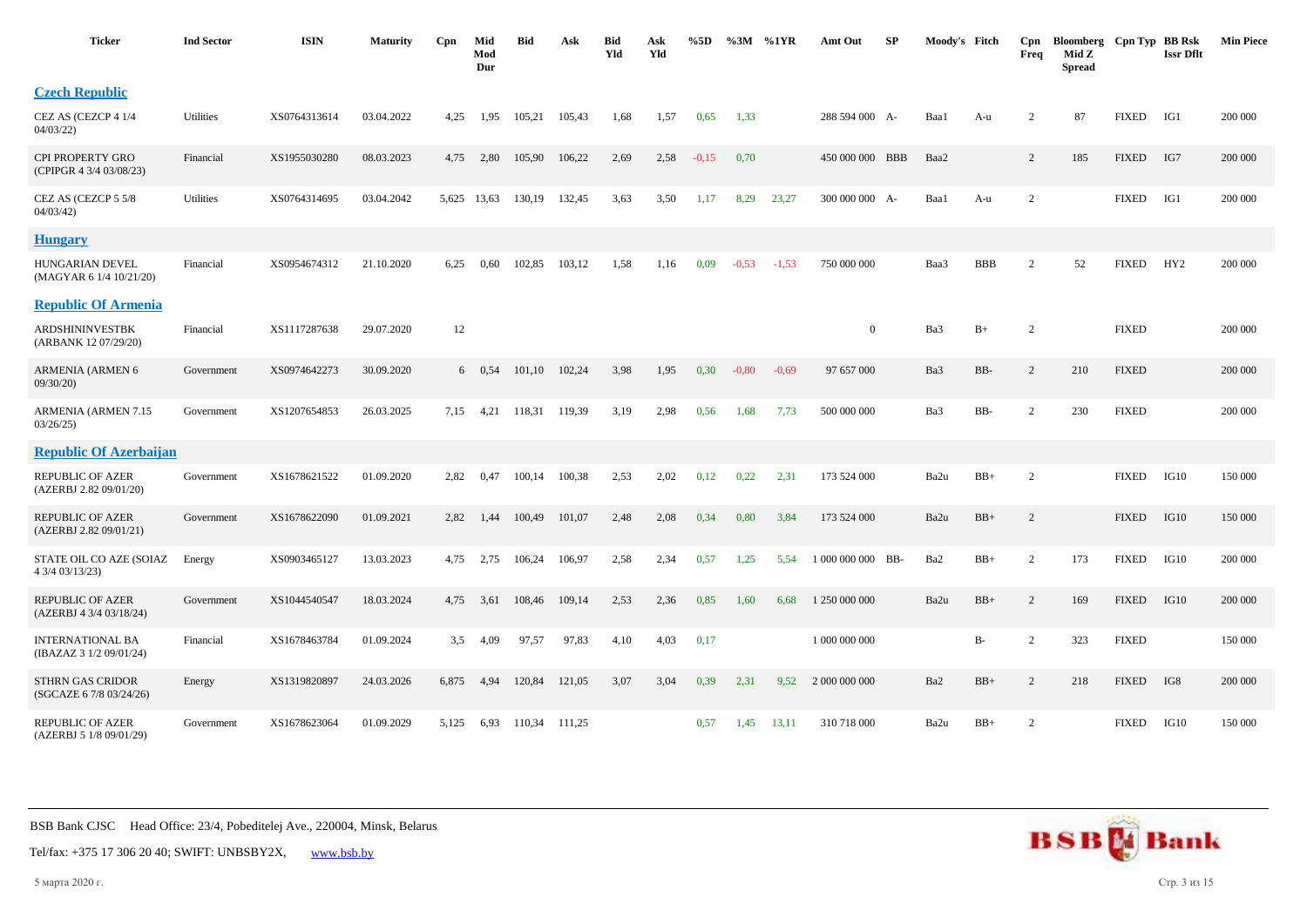| Ticker | Ind Sector | ISIN | Maturity | Cpn | Mid Mod Dur | Bid | Ask | Bid Yld | Ask Yld | %5D | %3M | %1YR | Amt Out | SP | Moody's | Fitch | Cpn Freq | Bloomberg Mid Z Spread | Cpn Typ | BB Rsk Issr Dflt | Min Piece |
|---|---|---|---|---|---|---|---|---|---|---|---|---|---|---|---|---|---|---|---|---|---|
| **Czech Republic** | | | | | | | | | | | | | | | | | | | | | |
| CEZ AS (CEZCP 4 1/4 04/03/22) | Utilities | XS0764313614 | 03.04.2022 | 4,25 | 1,95 | 105,21 | 105,43 | 1,68 | 1,57 | 0,65 | 1,33 | | 288 594 000 | A- | Baa1 | A-u | 2 | 87 | FIXED | IG1 | 200 000 |
| CPI PROPERTY GRO (CPIPGR 4 3/4 03/08/23) | Financial | XS1955030280 | 08.03.2023 | 4,75 | 2,80 | 105,90 | 106,22 | 2,69 | 2,58 | -0,15 | 0,70 | | 450 000 000 | BBB | Baa2 | | 2 | 185 | FIXED | IG7 | 200 000 |
| CEZ AS (CEZCP 5 5/8 04/03/42) | Utilities | XS0764314695 | 03.04.2042 | 5,625 | 13,63 | 130,19 | 132,45 | 3,63 | 3,50 | 1,17 | 8,29 | 23,27 | 300 000 000 | A- | Baa1 | A-u | 2 | | FIXED | IG1 | 200 000 |
| **Hungary** | | | | | | | | | | | | | | | | | | | | | |
| HUNGARIAN DEVEL (MAGYAR 6 1/4 10/21/20) | Financial | XS0954674312 | 21.10.2020 | 6,25 | 0,60 | 102,85 | 103,12 | 1,58 | 1,16 | 0,09 | -0,53 | -1,53 | 750 000 000 | | Baa3 | BBB | 2 | 52 | FIXED | HY2 | 200 000 |
| **Republic Of Armenia** | | | | | | | | | | | | | | | | | | | | | |
| ARDSHININVESTBK (ARBANK 12 07/29/20) | Financial | XS1117287638 | 29.07.2020 | 12 | | | | | | | | | 0 | | Ba3 | B+ | 2 | | FIXED | | 200 000 |
| ARMENIA (ARMEN 6 09/30/20) | Government | XS0974642273 | 30.09.2020 | 6 | 0,54 | 101,10 | 102,24 | 3,98 | 1,95 | 0,30 | -0,80 | -0,69 | 97 657 000 | | Ba3 | BB- | 2 | 210 | FIXED | | 200 000 |
| ARMENIA (ARMEN 7.15 03/26/25) | Government | XS1207654853 | 26.03.2025 | 7,15 | 4,21 | 118,31 | 119,39 | 3,19 | 2,98 | 0,56 | 1,68 | 7,73 | 500 000 000 | | Ba3 | BB- | 2 | 230 | FIXED | | 200 000 |
| **Republic Of Azerbaijan** | | | | | | | | | | | | | | | | | | | | | |
| REPUBLIC OF AZER (AZERBJ 2.82 09/01/20) | Government | XS1678621522 | 01.09.2020 | 2,82 | 0,47 | 100,14 | 100,38 | 2,53 | 2,02 | 0,12 | 0,22 | 2,31 | 173 524 000 | | Ba2u | BB+ | 2 | | FIXED | IG10 | 150 000 |
| REPUBLIC OF AZER (AZERBJ 2.82 09/01/21) | Government | XS1678622090 | 01.09.2021 | 2,82 | 1,44 | 100,49 | 101,07 | 2,48 | 2,08 | 0,34 | 0,80 | 3,84 | 173 524 000 | | Ba2u | BB+ | 2 | | FIXED | IG10 | 150 000 |
| STATE OIL CO AZE (SOIAZ 4 3/4 03/13/23) | Energy | XS0903465127 | 13.03.2023 | 4,75 | 2,75 | 106,24 | 106,97 | 2,58 | 2,34 | 0,57 | 1,25 | 5,54 | 1 000 000 000 | BB- | Ba2 | BB+ | 2 | 173 | FIXED | IG10 | 200 000 |
| REPUBLIC OF AZER (AZERBJ 4 3/4 03/18/24) | Government | XS1044540547 | 18.03.2024 | 4,75 | 3,61 | 108,46 | 109,14 | 2,53 | 2,36 | 0,85 | 1,60 | 6,68 | 1 250 000 000 | | Ba2u | BB+ | 2 | 169 | FIXED | IG10 | 200 000 |
| INTERNATIONAL BA (IBAZAZ 3 1/2 09/01/24) | Financial | XS1678463784 | 01.09.2024 | 3,5 | 4,09 | 97,57 | 97,83 | 4,10 | 4,03 | 0,17 | | | 1 000 000 000 | | | B- | 2 | 323 | FIXED | | 150 000 |
| STHRN GAS CRIDOR (SGCAZE 6 7/8 03/24/26) | Energy | XS1319820897 | 24.03.2026 | 6,875 | 4,94 | 120,84 | 121,05 | 3,07 | 3,04 | 0,39 | 2,31 | 9,52 | 2 000 000 000 | | Ba2 | BB+ | 2 | 218 | FIXED | IG8 | 200 000 |
| REPUBLIC OF AZER (AZERBJ 5 1/8 09/01/29) | Government | XS1678623064 | 01.09.2029 | 5,125 | 6,93 | 110,34 | 111,25 | | | 0,57 | 1,45 | 13,11 | 310 718 000 | | Ba2u | BB+ | 2 | | FIXED | IG10 | 150 000 |

BSB Bank CJSC Head Office: 23/4, Pobeditelej Ave., 220004, Minsk, Belarus

Tel/fax: +375 17 306 20 40; SWIFT: UNBSBY2X, www.bsb.by

5 марта 2020 г.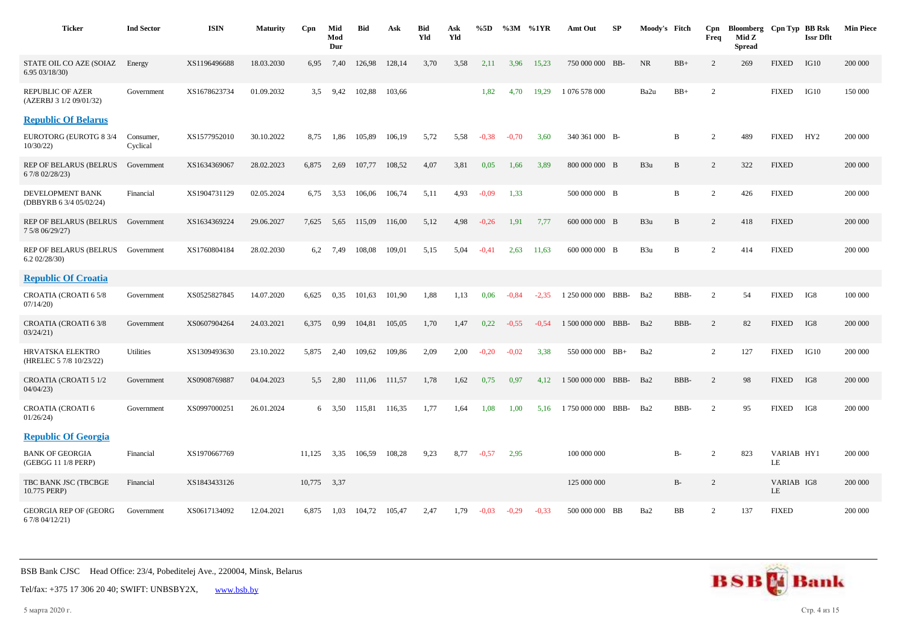| Ticker | Ind Sector | ISIN | Maturity | Cpn | Mid Mod Dur | Bid | Ask | Bid Yld | Ask Yld | %5D | %3M | %1YR | Amt Out | SP | Moody's | Fitch | Cpn Freq | Bloomberg Mid Z Spread | Cpn Typ | BB Rsk Issr Dflt | Min Piece |
|---|---|---|---|---|---|---|---|---|---|---|---|---|---|---|---|---|---|---|---|---|---|
| STATE OIL CO AZE (SOIAZ 6.95 03/18/30) | Energy | XS1196496688 | 18.03.2030 | 6,95 | 7,40 | 126,98 | 128,14 | 3,70 | 3,58 | 2,11 | 3,96 | 15,23 | 750 000 000 | BB- | NR | BB+ | 2 | 269 | FIXED | IG10 | 200 000 |
| REPUBLIC OF AZER (AZERBJ 3 1/2 09/01/32) | Government | XS1678623734 | 01.09.2032 | 3,5 | 9,42 | 102,88 | 103,66 | | | 1,82 | 4,70 | 19,29 | 1 076 578 000 | | Ba2u | BB+ | 2 | | FIXED | IG10 | 150 000 |
| **Republic Of Belarus** | | | | | | | | | | | | | | | | | | | | | |
| EUROTORG (EUROTG 8 3/4 10/30/22) | Consumer, Cyclical | XS1577952010 | 30.10.2022 | 8,75 | 1,86 | 105,89 | 106,19 | 5,72 | 5,58 | -0,38 | -0,70 | 3,60 | 340 361 000 | B- | | B | 2 | 489 | FIXED | HY2 | 200 000 |
| REP OF BELARUS (BELRUS 6 7/8 02/28/23) | Government | XS1634369067 | 28.02.2023 | 6,875 | 2,69 | 107,77 | 108,52 | 4,07 | 3,81 | 0,05 | 1,66 | 3,89 | 800 000 000 | B | B3u | B | 2 | 322 | FIXED | | 200 000 |
| DEVELOPMENT BANK (DBBYRB 6 3/4 05/02/24) | Financial | XS1904731129 | 02.05.2024 | 6,75 | 3,53 | 106,06 | 106,74 | 5,11 | 4,93 | -0,09 | 1,33 | | 500 000 000 | B | | B | 2 | 426 | FIXED | | 200 000 |
| REP OF BELARUS (BELRUS 7 5/8 06/29/27) | Government | XS1634369224 | 29.06.2027 | 7,625 | 5,65 | 115,09 | 116,00 | 5,12 | 4,98 | -0,26 | 1,91 | 7,77 | 600 000 000 | B | B3u | B | 2 | 418 | FIXED | | 200 000 |
| REP OF BELARUS (BELRUS 6.2 02/28/30) | Government | XS1760804184 | 28.02.2030 | 6,2 | 7,49 | 108,08 | 109,01 | 5,15 | 5,04 | -0,41 | 2,63 | 11,63 | 600 000 000 | B | B3u | B | 2 | 414 | FIXED | | 200 000 |
| **Republic Of Croatia** | | | | | | | | | | | | | | | | | | | | | |
| CROATIA (CROATI 6 5/8 07/14/20) | Government | XS0525827845 | 14.07.2020 | 6,625 | 0,35 | 101,63 | 101,90 | 1,88 | 1,13 | 0,06 | -0,84 | -2,35 | 1 250 000 000 | BBB- | Ba2 | BBB- | 2 | 54 | FIXED | IG8 | 100 000 |
| CROATIA (CROATI 6 3/8 03/24/21) | Government | XS0607904264 | 24.03.2021 | 6,375 | 0,99 | 104,81 | 105,05 | 1,70 | 1,47 | 0,22 | -0,55 | -0,54 | 1 500 000 000 | BBB- | Ba2 | BBB- | 2 | 82 | FIXED | IG8 | 200 000 |
| HRVATSKA ELEKTRO (HRELEC 5 7/8 10/23/22) | Utilities | XS1309493630 | 23.10.2022 | 5,875 | 2,40 | 109,62 | 109,86 | 2,09 | 2,00 | -0,20 | -0,02 | 3,38 | 550 000 000 | BB+ | Ba2 | | 2 | 127 | FIXED | IG10 | 200 000 |
| CROATIA (CROATI 5 1/2 04/04/23) | Government | XS0908769887 | 04.04.2023 | 5,5 | 2,80 | 111,06 | 111,57 | 1,78 | 1,62 | 0,75 | 0,97 | 4,12 | 1 500 000 000 | BBB- | Ba2 | BBB- | 2 | 98 | FIXED | IG8 | 200 000 |
| CROATIA (CROATI 6 01/26/24) | Government | XS0997000251 | 26.01.2024 | 6 | 3,50 | 115,81 | 116,35 | 1,77 | 1,64 | 1,08 | 1,00 | 5,16 | 1 750 000 000 | BBB- | Ba2 | BBB- | 2 | 95 | FIXED | IG8 | 200 000 |
| **Republic Of Georgia** | | | | | | | | | | | | | | | | | | | | | |
| BANK OF GEORGIA (GEBGG 11 1/8 PERP) | Financial | XS1970667769 | | 11,125 | 3,35 | 106,59 | 108,28 | 9,23 | 8,77 | -0,57 | 2,95 | | 100 000 000 | | | B- | 2 | 823 | VARIABLE | HY1 | 200 000 |
| TBC BANK JSC (TBCBGE 10.775 PERP) | Financial | XS1843433126 | | 10,775 | 3,37 | | | | | | | | 125 000 000 | | | B- | 2 | | VARIABLE | IG8 | 200 000 |
| GEORGIA REP OF (GEORG 6 7/8 04/12/21) | Government | XS0617134092 | 12.04.2021 | 6,875 | 1,03 | 104,72 | 105,47 | 2,47 | 1,79 | -0,03 | -0,29 | -0,33 | 500 000 000 | BB | Ba2 | BB | 2 | 137 | FIXED | | 200 000 |

BSB Bank CJSC Head Office: 23/4, Pobeditelej Ave., 220004, Minsk, Belarus

Tel/fax: +375 17 306 20 40; SWIFT: UNBSBY2X, www.bsb.by

5 марта 2020 г.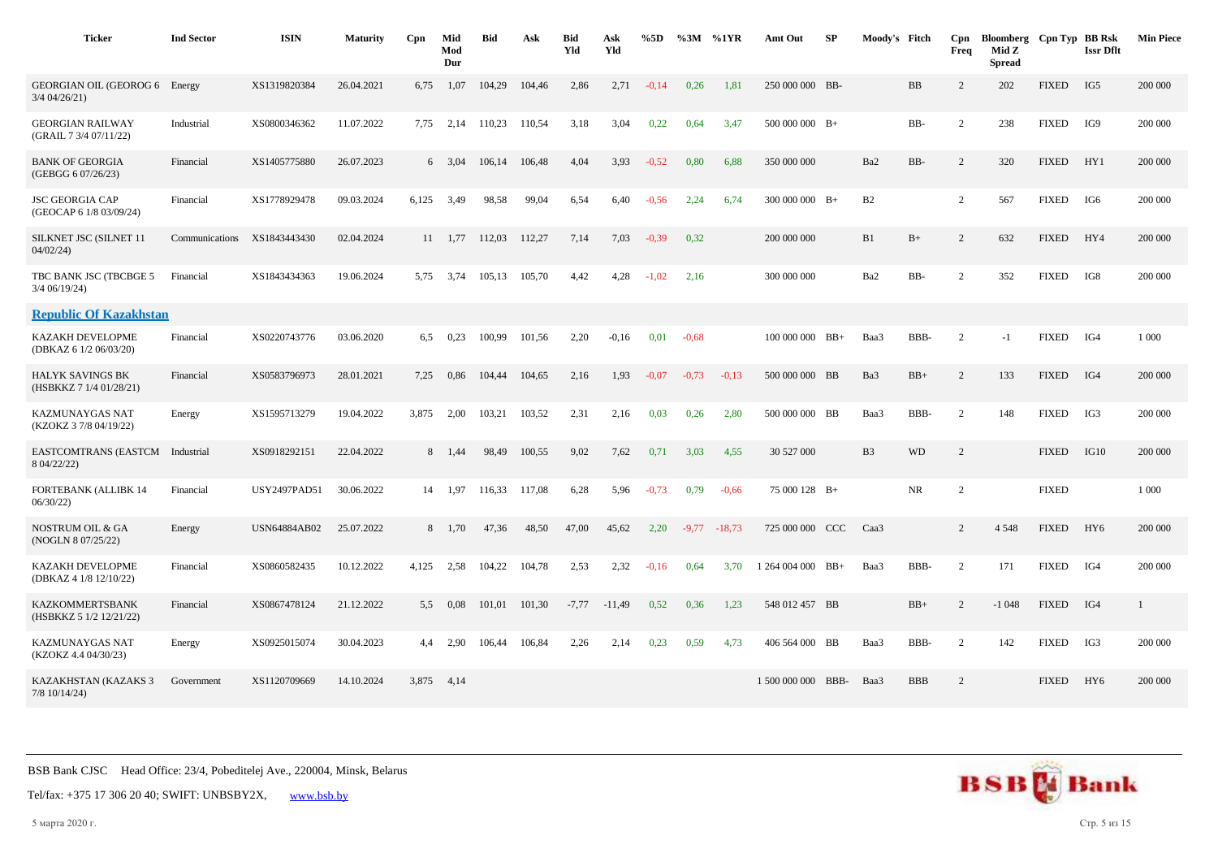| Ticker | Ind Sector | ISIN | Maturity | Cpn | Mid Mod Dur | Bid | Ask | Bid Yld | Ask Yld | %5D | %3M | %1YR | Amt Out | SP | Moody's | Fitch | Cpn Freq | Bloomberg Mid Z Spread | Cpn Typ | BB Rsk Issr Dflt | Min Piece |
|---|---|---|---|---|---|---|---|---|---|---|---|---|---|---|---|---|---|---|---|---|---|
| GEORGIAN OIL (GEOROG 6 3/4 04/26/21) | Energy | XS1319820384 | 26.04.2021 | 6,75 | 1,07 | 104,29 | 104,46 | 2,86 | 2,71 | -0,14 | 0,26 | 1,81 | 250 000 000 | BB- | | BB | 2 | 202 | FIXED | IG5 | 200 000 |
| GEORGIAN RAILWAY (GRAIL 7 3/4 07/11/22) | Industrial | XS0800346362 | 11.07.2022 | 7,75 | 2,14 | 110,23 | 110,54 | 3,18 | 3,04 | 0,22 | 0,64 | 3,47 | 500 000 000 | B+ | | BB- | 2 | 238 | FIXED | IG9 | 200 000 |
| BANK OF GEORGIA (GEBGG 6 07/26/23) | Financial | XS1405775880 | 26.07.2023 | 6 | 3,04 | 106,14 | 106,48 | 4,04 | 3,93 | -0,52 | 0,80 | 6,88 | 350 000 000 | | Ba2 | BB- | 2 | 320 | FIXED | HY1 | 200 000 |
| JSC GEORGIA CAP (GEOCAP 6 1/8 03/09/24) | Financial | XS1778929478 | 09.03.2024 | 6,125 | 3,49 | 98,58 | 99,04 | 6,54 | 6,40 | -0,56 | 2,24 | 6,74 | 300 000 000 | B+ | B2 | | 2 | 567 | FIXED | IG6 | 200 000 |
| SILKNET JSC (SILNET 11 04/02/24) | Communications | XS1843443430 | 02.04.2024 | 11 | 1,77 | 112,03 | 112,27 | 7,14 | 7,03 | -0,39 | 0,32 | | 200 000 000 | | B1 | B+ | 2 | 632 | FIXED | HY4 | 200 000 |
| TBC BANK JSC (TBCBGE 5 3/4 06/19/24) | Financial | XS1843434363 | 19.06.2024 | 5,75 | 3,74 | 105,13 | 105,70 | 4,42 | 4,28 | -1,02 | 2,16 | | 300 000 000 | | Ba2 | BB- | 2 | 352 | FIXED | IG8 | 200 000 |
| **Republic Of Kazakhstan** | | | | | | | | | | | | | | | | | | | | | |
| KAZAKH DEVELOPME (DBKAZ 6 1/2 06/03/20) | Financial | XS0220743776 | 03.06.2020 | 6,5 | 0,23 | 100,99 | 101,56 | 2,20 | -0,16 | 0,01 | -0,68 | | 100 000 000 | BB+ | Baa3 | BBB- | 2 | -1 | FIXED | IG4 | 1 000 |
| HALYK SAVINGS BK (HSBKKZ 7 1/4 01/28/21) | Financial | XS0583796973 | 28.01.2021 | 7,25 | 0,86 | 104,44 | 104,65 | 2,16 | 1,93 | -0,07 | -0,73 | -0,13 | 500 000 000 | BB | Ba3 | BB+ | 2 | 133 | FIXED | IG4 | 200 000 |
| KAZMUNAYGAS NAT (KZOKZ 3 7/8 04/19/22) | Energy | XS1595713279 | 19.04.2022 | 3,875 | 2,00 | 103,21 | 103,52 | 2,31 | 2,16 | 0,03 | 0,26 | 2,80 | 500 000 000 | BB | Baa3 | BBB- | 2 | 148 | FIXED | IG3 | 200 000 |
| EASTCOMTRANS (EASTCM 8 04/22/22) | Industrial | XS0918292151 | 22.04.2022 | 8 | 1,44 | 98,49 | 100,55 | 9,02 | 7,62 | 0,71 | 3,03 | 4,55 | 30 527 000 | | B3 | WD | 2 | | FIXED | IG10 | 200 000 |
| FORTEBANK (ALLIBK 14 06/30/22) | Financial | USY2497PAD51 | 30.06.2022 | 14 | 1,97 | 116,33 | 117,08 | 6,28 | 5,96 | -0,73 | 0,79 | -0,66 | 75 000 128 | B+ | | NR | 2 | | FIXED | | 1 000 |
| NOSTRUM OIL & GA (NOGLN 8 07/25/22) | Energy | USN64884AB02 | 25.07.2022 | 8 | 1,70 | 47,36 | 48,50 | 47,00 | 45,62 | 2,20 | -9,77 | -18,73 | 725 000 000 | CCC | Caa3 | | 2 | 4 548 | FIXED | HY6 | 200 000 |
| KAZAKH DEVELOPME (DBKAZ 4 1/8 12/10/22) | Financial | XS0860582435 | 10.12.2022 | 4,125 | 2,58 | 104,22 | 104,78 | 2,53 | 2,32 | -0,16 | 0,64 | 3,70 | 1 264 004 000 | BB+ | Baa3 | BBB- | 2 | 171 | FIXED | IG4 | 200 000 |
| KAZKOMMERTSBANK (HSBKKZ 5 1/2 12/21/22) | Financial | XS0867478124 | 21.12.2022 | 5,5 | 0,08 | 101,01 | 101,30 | -7,77 | -11,49 | 0,52 | 0,36 | 1,23 | 548 012 457 | BB | | BB+ | 2 | -1 048 | FIXED | IG4 | 1 |
| KAZMUNAYGAS NAT (KZOKZ 4.4 04/30/23) | Energy | XS0925015074 | 30.04.2023 | 4,4 | 2,90 | 106,44 | 106,84 | 2,26 | 2,14 | 0,23 | 0,59 | 4,73 | 406 564 000 | BB | Baa3 | BBB- | 2 | 142 | FIXED | IG3 | 200 000 |
| KAZAKHSTAN (KAZAKS 3 7/8 10/14/24) | Government | XS1120709669 | 14.10.2024 | 3,875 | 4,14 | | | | | | | | 1 500 000 000 | BBB- | Baa3 | BBB | 2 | | FIXED | HY6 | 200 000 |

BSB Bank CJSC Head Office: 23/4, Pobeditelej Ave., 220004, Minsk, Belarus

Tel/fax: +375 17 306 20 40; SWIFT: UNBSBY2X, www.bsb.by

5 марта 2020 г.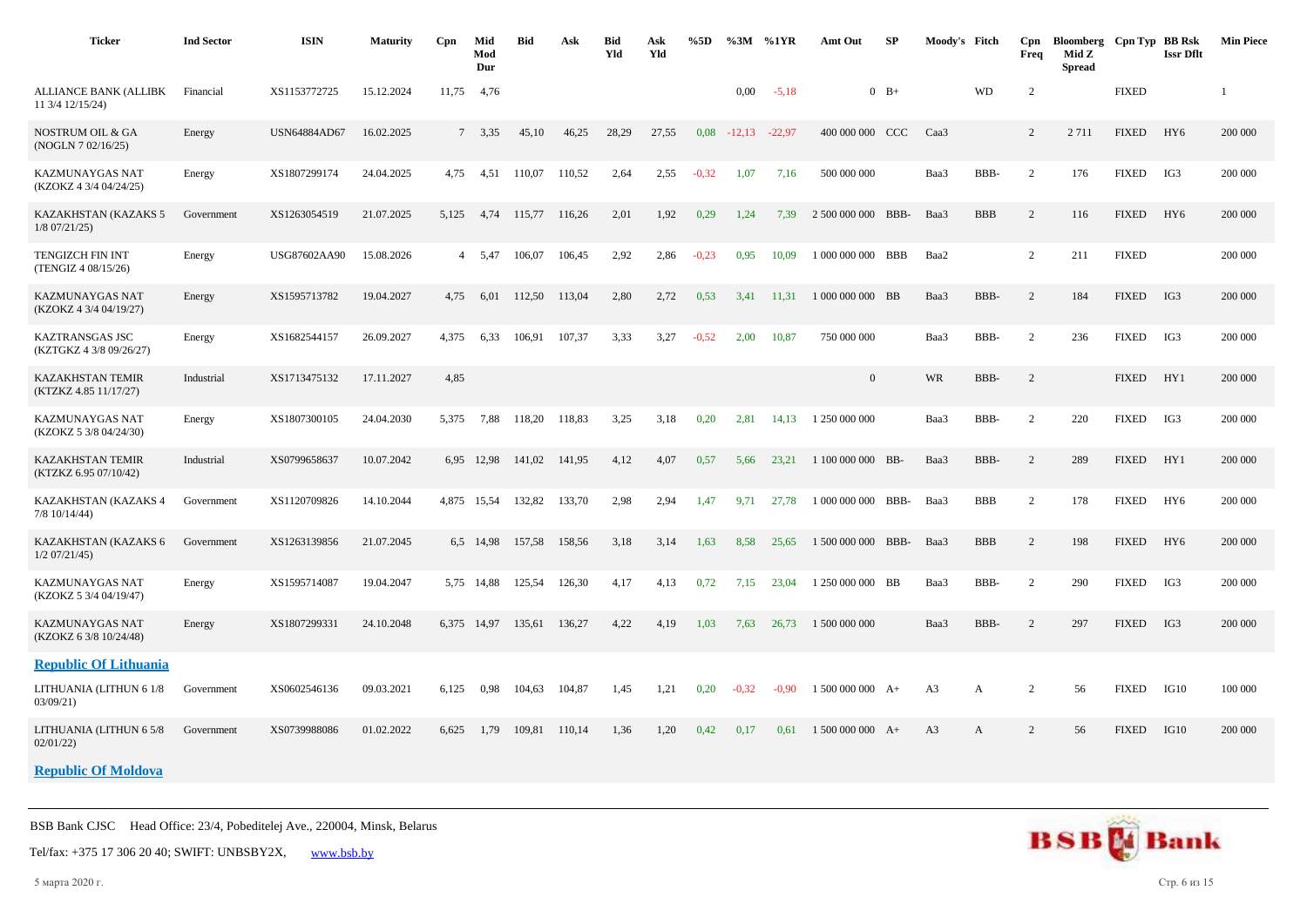| Ticker | Ind Sector | ISIN | Maturity | Cpn | Mid Mod Dur | Bid | Ask | Bid Yld | Ask Yld | %5D | %3M | %1YR | Amt Out | SP | Moody's | Fitch | Cpn Freq | Bloomberg Mid Z Spread | Cpn Typ | BB Rsk Issr Dflt | Min Piece |
|---|---|---|---|---|---|---|---|---|---|---|---|---|---|---|---|---|---|---|---|---|---|
| ALLIANCE BANK (ALLIBK 11 3/4 12/15/24) | Financial | XS1153772725 | 15.12.2024 | 11,75 | 4,76 | | | | | | 0,00 | -5,18 | 0 | B+ | | WD | 2 | | FIXED | | 1 |
| NOSTRUM OIL & GA (NOGLN 7 02/16/25) | Energy | USN64884AD67 | 16.02.2025 | 7 | 3,35 | 45,10 | 46,25 | 28,29 | 27,55 | 0,08 | -12,13 | -22,97 | 400 000 000 | CCC | Caa3 | | 2 | 2 711 | FIXED | HY6 | 200 000 |
| KAZMUNAYGAS NAT (KZOKZ 4 3/4 04/24/25) | Energy | XS1807299174 | 24.04.2025 | 4,75 | 4,51 | 110,07 | 110,52 | 2,64 | 2,55 | -0,32 | 1,07 | 7,16 | 500 000 000 | | Baa3 | BBB- | 2 | 176 | FIXED | IG3 | 200 000 |
| KAZAKHSTAN (KAZAKS 5 1/8 07/21/25) | Government | XS1263054519 | 21.07.2025 | 5,125 | 4,74 | 115,77 | 116,26 | 2,01 | 1,92 | 0,29 | 1,24 | 7,39 | 2 500 000 000 | BBB- | Baa3 | BBB | 2 | 116 | FIXED | HY6 | 200 000 |
| TENGIZCH FIN INT (TENGIZ 4 08/15/26) | Energy | USG87602AA90 | 15.08.2026 | 4 | 5,47 | 106,07 | 106,45 | 2,92 | 2,86 | -0,23 | 0,95 | 10,09 | 1 000 000 000 | BBB | Baa2 | | 2 | 211 | FIXED | | 200 000 |
| KAZMUNAYGAS NAT (KZOKZ 4 3/4 04/19/27) | Energy | XS1595713782 | 19.04.2027 | 4,75 | 6,01 | 112,50 | 113,04 | 2,80 | 2,72 | 0,53 | 3,41 | 11,31 | 1 000 000 000 | BB | Baa3 | BBB- | 2 | 184 | FIXED | IG3 | 200 000 |
| KAZTRANSGAS JSC (KZTGKZ 4 3/8 09/26/27) | Energy | XS1682544157 | 26.09.2027 | 4,375 | 6,33 | 106,91 | 107,37 | 3,33 | 3,27 | -0,52 | 2,00 | 10,87 | 750 000 000 | | Baa3 | BBB- | 2 | 236 | FIXED | IG3 | 200 000 |
| KAZAKHSTAN TEMIR (KTZKZ 4.85 11/17/27) | Industrial | XS1713475132 | 17.11.2027 | 4,85 | | | | | | | | | 0 | | WR | BBB- | 2 | | FIXED | HY1 | 200 000 |
| KAZMUNAYGAS NAT (KZOKZ 5 3/8 04/24/30) | Energy | XS1807300105 | 24.04.2030 | 5,375 | 7,88 | 118,20 | 118,83 | 3,25 | 3,18 | 0,20 | 2,81 | 14,13 | 1 250 000 000 | | Baa3 | BBB- | 2 | 220 | FIXED | IG3 | 200 000 |
| KAZAKHSTAN TEMIR (KTZKZ 6.95 07/10/42) | Industrial | XS0799658637 | 10.07.2042 | 6,95 | 12,98 | 141,02 | 141,95 | 4,12 | 4,07 | 0,57 | 5,66 | 23,21 | 1 100 000 000 | BB- | Baa3 | BBB- | 2 | 289 | FIXED | HY1 | 200 000 |
| KAZAKHSTAN (KAZAKS 4 7/8 10/14/44) | Government | XS1120709826 | 14.10.2044 | 4,875 | 15,54 | 132,82 | 133,70 | 2,98 | 2,94 | 1,47 | 9,71 | 27,78 | 1 000 000 000 | BBB- | Baa3 | BBB | 2 | 178 | FIXED | HY6 | 200 000 |
| KAZAKHSTAN (KAZAKS 6 1/2 07/21/45) | Government | XS1263139856 | 21.07.2045 | 6,5 | 14,98 | 157,58 | 158,56 | 3,18 | 3,14 | 1,63 | 8,58 | 25,65 | 1 500 000 000 | BBB- | Baa3 | BBB | 2 | 198 | FIXED | HY6 | 200 000 |
| KAZMUNAYGAS NAT (KZOKZ 5 3/4 04/19/47) | Energy | XS1595714087 | 19.04.2047 | 5,75 | 14,88 | 125,54 | 126,30 | 4,17 | 4,13 | 0,72 | 7,15 | 23,04 | 1 250 000 000 | BB | Baa3 | BBB- | 2 | 290 | FIXED | IG3 | 200 000 |
| KAZMUNAYGAS NAT (KZOKZ 6 3/8 10/24/48) | Energy | XS1807299331 | 24.10.2048 | 6,375 | 14,97 | 135,61 | 136,27 | 4,22 | 4,19 | 1,03 | 7,63 | 26,73 | 1 500 000 000 | | Baa3 | BBB- | 2 | 297 | FIXED | IG3 | 200 000 |
| **Republic Of Lithuania** | | | | | | | | | | | | | | | | | | | | | |
| LITHUANIA (LITHUN 6 1/8 03/09/21) | Government | XS0602546136 | 09.03.2021 | 6,125 | 0,98 | 104,63 | 104,87 | 1,45 | 1,21 | 0,20 | -0,32 | -0,90 | 1 500 000 000 | A+ | A3 | A | 2 | 56 | FIXED | IG10 | 100 000 |
| LITHUANIA (LITHUN 6 5/8 02/01/22) | Government | XS0739988086 | 01.02.2022 | 6,625 | 1,79 | 109,81 | 110,14 | 1,36 | 1,20 | 0,42 | 0,17 | 0,61 | 1 500 000 000 | A+ | A3 | A | 2 | 56 | FIXED | IG10 | 200 000 |
| **Republic Of Moldova** | | | | | | | | | | | | | | | | | | | | | |

BSB Bank CJSC Head Office: 23/4, Pobeditelej Ave., 220004, Minsk, Belarus

Tel/fax: +375 17 306 20 40; SWIFT: UNBSBY2X, www.bsb.by

5 марта 2020 г.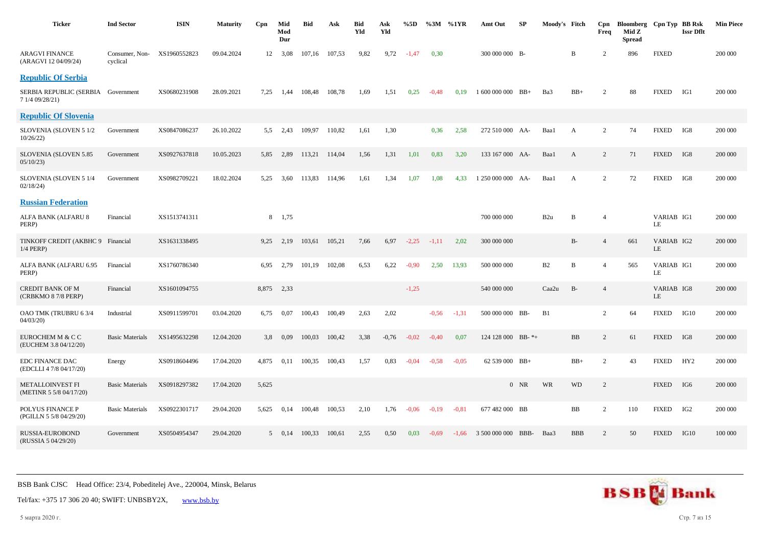| Ticker | Ind Sector | ISIN | Maturity | Cpn | Mid Mod Dur | Bid | Ask | Bid Yld | Ask Yld | %5D | %3M | %1YR | Amt Out | SP | Moody's | Fitch | Cpn Freq | Bloomberg Mid Z Spread | Cpn Typ | BB Rsk Issr Dflt | Min Piece |
|---|---|---|---|---|---|---|---|---|---|---|---|---|---|---|---|---|---|---|---|---|---|
| ARAGVI FINANCE (ARAGVI 12 04/09/24) | Consumer, Non-cyclical | XS1960552823 | 09.04.2024 | 12 | 3,08 | 107,16 | 107,53 | 9,82 | 9,72 | -1,47 | 0,30 | | 300 000 000 | B- | | B | 2 | 896 | FIXED | | 200 000 |
| **Republic Of Serbia** | | | | | | | | | | | | | | | | | | | | | |
| SERBIA REPUBLIC (SERBIA 7 1/4 09/28/21) | Government | XS0680231908 | 28.09.2021 | 7,25 | 1,44 | 108,48 | 108,78 | 1,69 | 1,51 | 0,25 | -0,48 | 0,19 | 1 600 000 000 | BB+ | Ba3 | BB+ | 2 | 88 | FIXED | IG1 | 200 000 |
| **Republic Of Slovenia** | | | | | | | | | | | | | | | | | | | | | |
| SLOVENIA (SLOVEN 5 1/2 10/26/22) | Government | XS0847086237 | 26.10.2022 | 5,5 | 2,43 | 109,97 | 110,82 | 1,61 | 1,30 | | 0,36 | 2,58 | 272 510 000 | AA- | Baa1 | A | 2 | 74 | FIXED | IG8 | 200 000 |
| SLOVENIA (SLOVEN 5.85 05/10/23) | Government | XS0927637818 | 10.05.2023 | 5,85 | 2,89 | 113,21 | 114,04 | 1,56 | 1,31 | 1,01 | 0,83 | 3,20 | 133 167 000 | AA- | Baa1 | A | 2 | 71 | FIXED | IG8 | 200 000 |
| SLOVENIA (SLOVEN 5 1/4 02/18/24) | Government | XS0982709221 | 18.02.2024 | 5,25 | 3,60 | 113,83 | 114,96 | 1,61 | 1,34 | 1,07 | 1,08 | 4,33 | 1 250 000 000 | AA- | Baa1 | A | 2 | 72 | FIXED | IG8 | 200 000 |
| **Russian Federation** | | | | | | | | | | | | | | | | | | | | | |
| ALFA BANK (ALFARU 8 PERP) | Financial | XS1513741311 | | 8 | 1,75 | | | | | | | | 700 000 000 | | B2u | B | 4 | | VARIABLE | IG1 | 200 000 |
| TINKOFF CREDIT (AKBHC 9 1/4 PERP) | Financial | XS1631338495 | | 9,25 | 2,19 | 103,61 | 105,21 | 7,66 | 6,97 | -2,25 | -1,11 | 2,02 | 300 000 000 | | | B- | 4 | 661 | VARIABLE | IG2 | 200 000 |
| ALFA BANK (ALFARU 6.95 PERP) | Financial | XS1760786340 | | 6,95 | 2,79 | 101,19 | 102,08 | 6,53 | 6,22 | -0,90 | 2,50 | 13,93 | 500 000 000 | | B2 | B | 4 | 565 | VARIABLE | IG1 | 200 000 |
| CREDIT BANK OF M (CRBKMO 8 7/8 PERP) | Financial | XS1601094755 | | 8,875 | 2,33 | | | | | -1,25 | | | 540 000 000 | | Caa2u | B- | 4 | | VARIABLE | IG8 | 200 000 |
| OAO TMK (TRUBRU 6 3/4 04/03/20) | Industrial | XS0911599701 | 03.04.2020 | 6,75 | 0,07 | 100,43 | 100,49 | 2,63 | 2,02 | | -0,56 | -1,31 | 500 000 000 | BB- | B1 | | 2 | 64 | FIXED | IG10 | 200 000 |
| EUROCHEM M & C C (EUCHEM 3.8 04/12/20) | Basic Materials | XS1495632298 | 12.04.2020 | 3,8 | 0,09 | 100,03 | 100,42 | 3,38 | -0,76 | -0,02 | -0,40 | 0,07 | 124 128 000 | BB- *+ | | BB | 2 | 61 | FIXED | IG8 | 200 000 |
| EDC FINANCE DAC (EDCLLI 4 7/8 04/17/20) | Energy | XS0918604496 | 17.04.2020 | 4,875 | 0,11 | 100,35 | 100,43 | 1,57 | 0,83 | -0,04 | -0,58 | -0,05 | 62 539 000 | BB+ | | BB+ | 2 | 43 | FIXED | HY2 | 200 000 |
| METALLOINVEST FI (METINR 5 5/8 04/17/20) | Basic Materials | XS0918297382 | 17.04.2020 | 5,625 | | | | | | | | | 0 | NR | WR | WD | 2 | | FIXED | IG6 | 200 000 |
| POLYUS FINANCE P (PGILLN 5 5/8 04/29/20) | Basic Materials | XS0922301717 | 29.04.2020 | 5,625 | 0,14 | 100,48 | 100,53 | 2,10 | 1,76 | -0,06 | -0,19 | -0,81 | 677 482 000 | BB | | BB | 2 | 110 | FIXED | IG2 | 200 000 |
| RUSSIA-EUROBOND (RUSSIA 5 04/29/20) | Government | XS0504954347 | 29.04.2020 | 5 | 0,14 | 100,33 | 100,61 | 2,55 | 0,50 | 0,03 | -0,69 | -1,66 | 3 500 000 000 | BBB- | Baa3 | BBB | 2 | 50 | FIXED | IG10 | 100 000 |

BSB Bank CJSC Head Office: 23/4, Pobeditelej Ave., 220004, Minsk, Belarus

Tel/fax: +375 17 306 20 40; SWIFT: UNBSBY2X, www.bsb.by

5 марта 2020 г.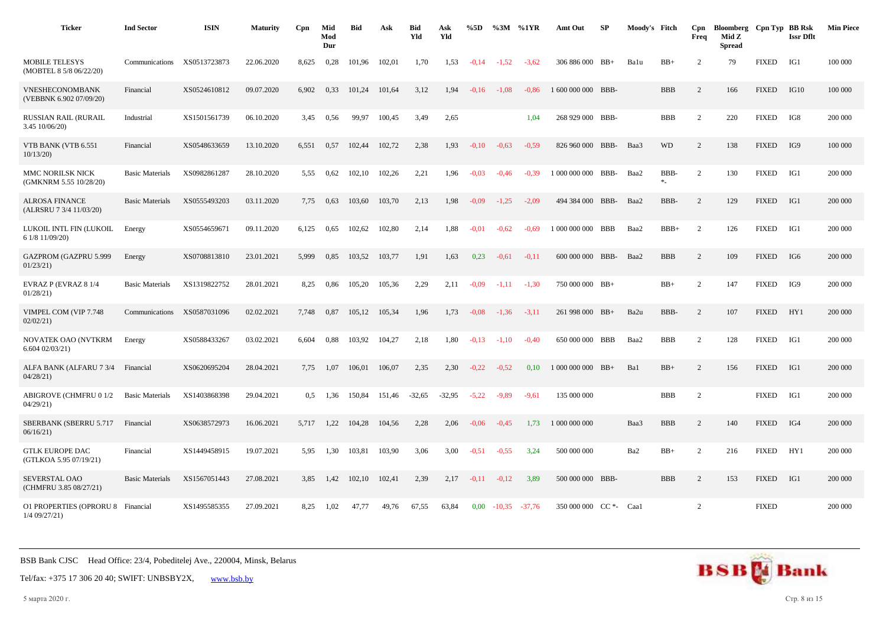| Ticker | Ind Sector | ISIN | Maturity | Cpn | Mid Mod Dur | Bid | Ask | Bid Yld | Ask Yld | %5D | %3M | %1YR | Amt Out | SP | Moody's | Fitch | Cpn Freq | Bloomberg Mid Z Spread | Cpn Typ | BB Rsk Issr Dflt | Min Piece |
|---|---|---|---|---|---|---|---|---|---|---|---|---|---|---|---|---|---|---|---|---|---|
| MOBILE TELESYS (MOBTEL 8 5/8 06/22/20) | Communications | XS0513723873 | 22.06.2020 | 8,625 | 0,28 | 101,96 | 102,01 | 1,70 | 1,53 | -0,14 | -1,52 | -3,62 | 306 886 000 | BB+ | Ba1u | BB+ | 2 | 79 | FIXED | IG1 | 100 000 |
| VNESHECONOMBANK (VEBBNK 6.902 07/09/20) | Financial | XS0524610812 | 09.07.2020 | 6,902 | 0,33 | 101,24 | 101,64 | 3,12 | 1,94 | -0,16 | -1,08 | -0,86 | 1 600 000 000 | BBB- | | BBB | 2 | 166 | FIXED | IG10 | 100 000 |
| RUSSIAN RAIL (RURAIL 3.45 10/06/20) | Industrial | XS1501561739 | 06.10.2020 | 3,45 | 0,56 | 99,97 | 100,45 | 3,49 | 2,65 | | | 1,04 | 268 929 000 | BBB- | | BBB | 2 | 220 | FIXED | IG8 | 200 000 |
| VTB BANK (VTB 6.551 10/13/20) | Financial | XS0548633659 | 13.10.2020 | 6,551 | 0,57 | 102,44 | 102,72 | 2,38 | 1,93 | -0,10 | -0,63 | -0,59 | 826 960 000 | BBB- | Baa3 | WD | 2 | 138 | FIXED | IG9 | 100 000 |
| MMC NORILSK NICK (GMKNRM 5.55 10/28/20) | Basic Materials | XS0982861287 | 28.10.2020 | 5,55 | 0,62 | 102,10 | 102,26 | 2,21 | 1,96 | -0,03 | -0,46 | -0,39 | 1 000 000 000 | BBB- | Baa2 | BBB- *- | 2 | 130 | FIXED | IG1 | 200 000 |
| ALROSA FINANCE (ALRSRU 7 3/4 11/03/20) | Basic Materials | XS0555493203 | 03.11.2020 | 7,75 | 0,63 | 103,60 | 103,70 | 2,13 | 1,98 | -0,09 | -1,25 | -2,09 | 494 384 000 | BBB- | Baa2 | BBB- | 2 | 129 | FIXED | IG1 | 200 000 |
| LUKOIL INTL FIN (LUKOIL 6 1/8 11/09/20) | Energy | XS0554659671 | 09.11.2020 | 6,125 | 0,65 | 102,62 | 102,80 | 2,14 | 1,88 | -0,01 | -0,62 | -0,69 | 1 000 000 000 | BBB | Baa2 | BBB+ | 2 | 126 | FIXED | IG1 | 200 000 |
| GAZPROM (GAZPRU 5.999 01/23/21) | Energy | XS0708813810 | 23.01.2021 | 5,999 | 0,85 | 103,52 | 103,77 | 1,91 | 1,63 | 0,23 | -0,61 | -0,11 | 600 000 000 | BBB- | Baa2 | BBB | 2 | 109 | FIXED | IG6 | 200 000 |
| EVRAZ P (EVRAZ 8 1/4 01/28/21) | Basic Materials | XS1319822752 | 28.01.2021 | 8,25 | 0,86 | 105,20 | 105,36 | 2,29 | 2,11 | -0,09 | -1,11 | -1,30 | 750 000 000 | BB+ | | BB+ | 2 | 147 | FIXED | IG9 | 200 000 |
| VIMPEL COM (VIP 7.748 02/02/21) | Communications | XS0587031096 | 02.02.2021 | 7,748 | 0,87 | 105,12 | 105,34 | 1,96 | 1,73 | -0,08 | -1,36 | -3,11 | 261 998 000 | BB+ | Ba2u | BBB- | 2 | 107 | FIXED | HY1 | 200 000 |
| NOVATEK OAO (NVTKRM 6.604 02/03/21) | Energy | XS0588433267 | 03.02.2021 | 6,604 | 0,88 | 103,92 | 104,27 | 2,18 | 1,80 | -0,13 | -1,10 | -0,40 | 650 000 000 | BBB | Baa2 | BBB | 2 | 128 | FIXED | IG1 | 200 000 |
| ALFA BANK (ALFARU 7 3/4 04/28/21) | Financial | XS0620695204 | 28.04.2021 | 7,75 | 1,07 | 106,01 | 106,07 | 2,35 | 2,30 | -0,22 | -0,52 | 0,10 | 1 000 000 000 | BB+ | Ba1 | BB+ | 2 | 156 | FIXED | IG1 | 200 000 |
| ABIGROVE (CHMFRU 0 1/2 04/29/21) | Basic Materials | XS1403868398 | 29.04.2021 | 0,5 | 1,36 | 150,84 | 151,46 | -32,65 | -32,95 | -5,22 | -9,89 | -9,61 | 135 000 000 | | | BBB | 2 | | FIXED | IG1 | 200 000 |
| SBERBANK (SBERRU 5.717 06/16/21) | Financial | XS0638572973 | 16.06.2021 | 5,717 | 1,22 | 104,28 | 104,56 | 2,28 | 2,06 | -0,06 | -0,45 | 1,73 | 1 000 000 000 | | Baa3 | BBB | 2 | 140 | FIXED | IG4 | 200 000 |
| GTLK EUROPE DAC (GTLKOA 5.95 07/19/21) | Financial | XS1449458915 | 19.07.2021 | 5,95 | 1,30 | 103,81 | 103,90 | 3,06 | 3,00 | -0,51 | -0,55 | 3,24 | 500 000 000 | | Ba2 | BB+ | 2 | 216 | FIXED | HY1 | 200 000 |
| SEVERSTAL OAO (CHMFRU 3.85 08/27/21) | Basic Materials | XS1567051443 | 27.08.2021 | 3,85 | 1,42 | 102,10 | 102,41 | 2,39 | 2,17 | -0,11 | -0,12 | 3,89 | 500 000 000 | BBB- | | BBB | 2 | 153 | FIXED | IG1 | 200 000 |
| O1 PROPERTIES (OPRORU 8 1/4 09/27/21) | Financial | XS1495585355 | 27.09.2021 | 8,25 | 1,02 | 47,77 | 49,76 | 67,55 | 63,84 | 0,00 | -10,35 | -37,76 | 350 000 000 | CC *- | Caa1 | | 2 | | FIXED | | 200 000 |

BSB Bank CJSC Head Office: 23/4, Pobeditelej Ave., 220004, Minsk, Belarus

Tel/fax: +375 17 306 20 40; SWIFT: UNBSBY2X, www.bsb.by

5 марта 2020 г.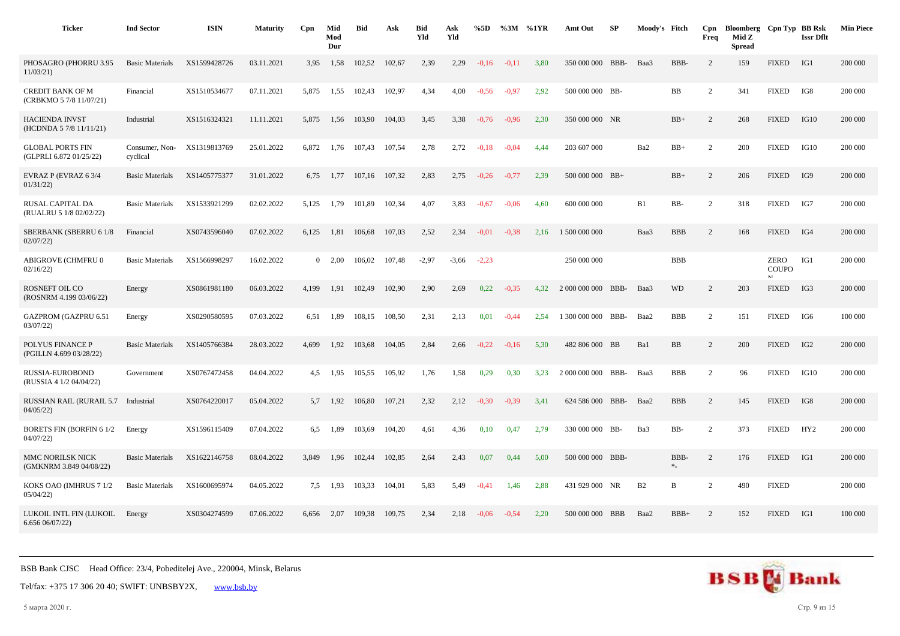| Ticker | Ind Sector | ISIN | Maturity | Cpn | Mid Mod Dur | Bid | Ask | Bid Yld | Ask Yld | %5D | %3M | %1YR | Amt Out | SP | Moody's | Fitch | Cpn Freq | Bloomberg Mid Z Spread | Cpn Typ | BB Rsk Issr Dflt | Min Piece |
|---|---|---|---|---|---|---|---|---|---|---|---|---|---|---|---|---|---|---|---|---|---|
| PHOSAGRO (PHORRU 3.95 11/03/21) | Basic Materials | XS1599428726 | 03.11.2021 | 3,95 | 1,58 | 102,52 | 102,67 | 2,39 | 2,29 | -0,16 | -0,11 | 3,80 | 350 000 000 | BBB- | Baa3 | BBB- | 2 | 159 | FIXED | IG1 | 200 000 |
| CREDIT BANK OF M (CRBKMO 5 7/8 11/07/21) | Financial | XS1510534677 | 07.11.2021 | 5,875 | 1,55 | 102,43 | 102,97 | 4,34 | 4,00 | -0,56 | -0,97 | 2,92 | 500 000 000 | BB- | | BB | 2 | 341 | FIXED | IG8 | 200 000 |
| HACIENDA INVST (HCDNDA 5 7/8 11/11/21) | Industrial | XS1516324321 | 11.11.2021 | 5,875 | 1,56 | 103,90 | 104,03 | 3,45 | 3,38 | -0,76 | -0,96 | 2,30 | 350 000 000 | NR | | BB+ | 2 | 268 | FIXED | IG10 | 200 000 |
| GLOBAL PORTS FIN (GLPRLI 6.872 01/25/22) | Consumer, Non-cyclical | XS1319813769 | 25.01.2022 | 6,872 | 1,76 | 107,43 | 107,54 | 2,78 | 2,72 | -0,18 | -0,04 | 4,44 | 203 607 000 | | Ba2 | BB+ | 2 | 200 | FIXED | IG10 | 200 000 |
| EVRAZ P (EVRAZ 6 3/4 01/31/22) | Basic Materials | XS1405775377 | 31.01.2022 | 6,75 | 1,77 | 107,16 | 107,32 | 2,83 | 2,75 | -0,26 | -0,77 | 2,39 | 500 000 000 | BB+ | | BB+ | 2 | 206 | FIXED | IG9 | 200 000 |
| RUSAL CAPITAL DA (RUALRU 5 1/8 02/02/22) | Basic Materials | XS1533921299 | 02.02.2022 | 5,125 | 1,79 | 101,89 | 102,34 | 4,07 | 3,83 | -0,67 | -0,06 | 4,60 | 600 000 000 | | B1 | BB- | 2 | 318 | FIXED | IG7 | 200 000 |
| SBERBANK (SBERRU 6 1/8 02/07/22) | Financial | XS0743596040 | 07.02.2022 | 6,125 | 1,81 | 106,68 | 107,03 | 2,52 | 2,34 | -0,01 | -0,38 | 2,16 | 1 500 000 000 | | Baa3 | BBB | 2 | 168 | FIXED | IG4 | 200 000 |
| ABIGROVE (CHMFRU 0 02/16/22) | Basic Materials | XS1566998297 | 16.02.2022 | 0 | 2,00 | 106,02 | 107,48 | -2,97 | -3,66 | -2,23 | | | 250 000 000 | | | BBB | | | ZERO COUPON | IG1 | 200 000 |
| ROSNEFT OIL CO (ROSNRM 4.199 03/06/22) | Energy | XS0861981180 | 06.03.2022 | 4,199 | 1,91 | 102,49 | 102,90 | 2,90 | 2,69 | 0,22 | -0,35 | 4,32 | 2 000 000 000 | BBB- | Baa3 | WD | 2 | 203 | FIXED | IG3 | 200 000 |
| GAZPROM (GAZPRU 6.51 03/07/22) | Energy | XS0290580595 | 07.03.2022 | 6,51 | 1,89 | 108,15 | 108,50 | 2,31 | 2,13 | 0,01 | -0,44 | 2,54 | 1 300 000 000 | BBB- | Baa2 | BBB | 2 | 151 | FIXED | IG6 | 100 000 |
| POLYUS FINANCE P (PGILLN 4.699 03/28/22) | Basic Materials | XS1405766384 | 28.03.2022 | 4,699 | 1,92 | 103,68 | 104,05 | 2,84 | 2,66 | -0,22 | -0,16 | 5,30 | 482 806 000 | BB | Ba1 | BB | 2 | 200 | FIXED | IG2 | 200 000 |
| RUSSIA-EUROBOND (RUSSIA 4 1/2 04/04/22) | Government | XS0767472458 | 04.04.2022 | 4,5 | 1,95 | 105,55 | 105,92 | 1,76 | 1,58 | 0,29 | 0,30 | 3,23 | 2 000 000 000 | BBB- | Baa3 | BBB | 2 | 96 | FIXED | IG10 | 200 000 |
| RUSSIAN RAIL (RURAIL 5.7 04/05/22) | Industrial | XS0764220017 | 05.04.2022 | 5,7 | 1,92 | 106,80 | 107,21 | 2,32 | 2,12 | -0,30 | -0,39 | 3,41 | 624 586 000 | BBB- | Baa2 | BBB | 2 | 145 | FIXED | IG8 | 200 000 |
| BORETS FIN (BORFIN 6 1/2 04/07/22) | Energy | XS1596115409 | 07.04.2022 | 6,5 | 1,89 | 103,69 | 104,20 | 4,61 | 4,36 | 0,10 | 0,47 | 2,79 | 330 000 000 | BB- | Ba3 | BB- | 2 | 373 | FIXED | HY2 | 200 000 |
| MMC NORILSK NICK (GMKNRM 3.849 04/08/22) | Basic Materials | XS1622146758 | 08.04.2022 | 3,849 | 1,96 | 102,44 | 102,85 | 2,64 | 2,43 | 0,07 | 0,44 | 5,00 | 500 000 000 | BBB- | | BBB- *- | 2 | 176 | FIXED | IG1 | 200 000 |
| KOKS OAO (IMHRUS 7 1/2 05/04/22) | Basic Materials | XS1600695974 | 04.05.2022 | 7,5 | 1,93 | 103,33 | 104,01 | 5,83 | 5,49 | -0,41 | 1,46 | 2,88 | 431 929 000 | NR | B2 | B | 2 | 490 | FIXED | | 200 000 |
| LUKOIL INTL FIN (LUKOIL 6.656 06/07/22) | Energy | XS0304274599 | 07.06.2022 | 6,656 | 2,07 | 109,38 | 109,75 | 2,34 | 2,18 | -0,06 | -0,54 | 2,20 | 500 000 000 | BBB | Baa2 | BBB+ | 2 | 152 | FIXED | IG1 | 100 000 |

BSB Bank CJSC Head Office: 23/4, Pobeditelej Ave., 220004, Minsk, Belarus

Tel/fax: +375 17 306 20 40; SWIFT: UNBSBY2X, www.bsb.by

5 марта 2020 г.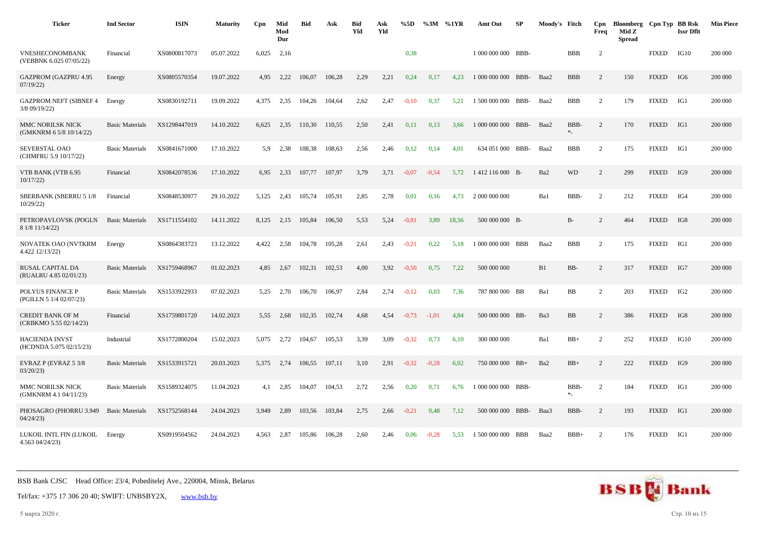| Ticker | Ind Sector | ISIN | Maturity | Cpn | Mid Mod Dur | Bid | Ask | Bid Yld | Ask Yld | %5D | %3M | %1YR | Amt Out | SP | Moody's | Fitch | Cpn Freq | Bloomberg Mid Z Spread | Cpn Typ | BB Rsk Issr Dflt | Min Piece |
|---|---|---|---|---|---|---|---|---|---|---|---|---|---|---|---|---|---|---|---|---|---|
| VNESHECONOMBANK (VEBBNK 6.025 07/05/22) | Financial | XS0800817073 | 05.07.2022 | 6,025 | 2,16 | | | | | 0,38 | | | 1 000 000 000 | BBB- | | BBB | 2 | | FIXED | IG10 | 200 000 |
| GAZPROM (GAZPRU 4.95 07/19/22) | Energy | XS0805570354 | 19.07.2022 | 4,95 | 2,22 | 106,07 | 106,28 | 2,29 | 2,21 | 0,24 | 0,17 | 4,23 | 1 000 000 000 | BBB- | Baa2 | BBB | 2 | 150 | FIXED | IG6 | 200 000 |
| GAZPROM NEFT (SIBNEF 4 3/8 09/19/22) | Energy | XS0830192711 | 19.09.2022 | 4,375 | 2,35 | 104,26 | 104,64 | 2,62 | 2,47 | -0,10 | 0,37 | 5,21 | 1 500 000 000 | BBB- | Baa2 | BBB | 2 | 179 | FIXED | IG1 | 200 000 |
| MMC NORILSK NICK (GMKNRM 6 5/8 10/14/22) | Basic Materials | XS1298447019 | 14.10.2022 | 6,625 | 2,35 | 110,30 | 110,55 | 2,50 | 2,41 | 0,11 | 0,13 | 3,66 | 1 000 000 000 | BBB- | Baa2 | BBB- *- | 2 | 170 | FIXED | IG1 | 200 000 |
| SEVERSTAL OAO (CHMFRU 5.9 10/17/22) | Basic Materials | XS0841671000 | 17.10.2022 | 5,9 | 2,38 | 108,38 | 108,63 | 2,56 | 2,46 | 0,12 | 0,14 | 4,01 | 634 051 000 | BBB- | Baa2 | BBB | 2 | 175 | FIXED | IG1 | 200 000 |
| VTB BANK (VTB 6.95 10/17/22) | Financial | XS0842078536 | 17.10.2022 | 6,95 | 2,33 | 107,77 | 107,97 | 3,79 | 3,71 | -0,07 | -0,54 | 5,72 | 1 412 116 000 | B- | Ba2 | WD | 2 | 299 | FIXED | IG9 | 200 000 |
| SBERBANK (SBERRU 5 1/8 10/29/22) | Financial | XS0848530977 | 29.10.2022 | 5,125 | 2,43 | 105,74 | 105,91 | 2,85 | 2,78 | 0,01 | 0,16 | 4,73 | 2 000 000 000 | | Ba1 | BBB- | 2 | 212 | FIXED | IG4 | 200 000 |
| PETROPAVLOVSK (POGLN 8 1/8 11/14/22) | Basic Materials | XS1711554102 | 14.11.2022 | 8,125 | 2,15 | 105,84 | 106,50 | 5,53 | 5,24 | -0,81 | 3,89 | 18,56 | 500 000 000 | B- | | B- | 2 | 464 | FIXED | IG8 | 200 000 |
| NOVATEK OAO (NVTKRM 4.422 12/13/22) | Energy | XS0864383723 | 13.12.2022 | 4,422 | 2,58 | 104,78 | 105,28 | 2,61 | 2,43 | -0,21 | 0,22 | 5,18 | 1 000 000 000 | BBB | Baa2 | BBB | 2 | 175 | FIXED | IG1 | 200 000 |
| RUSAL CAPITAL DA (RUALRU 4.85 02/01/23) | Basic Materials | XS1759468967 | 01.02.2023 | 4,85 | 2,67 | 102,31 | 102,53 | 4,00 | 3,92 | -0,50 | 0,75 | 7,22 | 500 000 000 | | B1 | BB- | 2 | 317 | FIXED | IG7 | 200 000 |
| POLYUS FINANCE P (PGILLN 5 1/4 02/07/23) | Basic Materials | XS1533922933 | 07.02.2023 | 5,25 | 2,70 | 106,70 | 106,97 | 2,84 | 2,74 | -0,12 | 0,03 | 7,36 | 787 800 000 | BB | Ba1 | BB | 2 | 203 | FIXED | IG2 | 200 000 |
| CREDIT BANK OF M (CRBKMO 5.55 02/14/23) | Financial | XS1759801720 | 14.02.2023 | 5,55 | 2,68 | 102,35 | 102,74 | 4,68 | 4,54 | -0,73 | -1,01 | 4,84 | 500 000 000 | BB- | Ba3 | BB | 2 | 386 | FIXED | IG8 | 200 000 |
| HACIENDA INVST (HCDNDA 5.075 02/15/23) | Industrial | XS1772800204 | 15.02.2023 | 5,075 | 2,72 | 104,67 | 105,53 | 3,39 | 3,09 | -0,32 | 0,73 | 6,10 | 300 000 000 | | Ba1 | BB+ | 2 | 252 | FIXED | IG10 | 200 000 |
| EVRAZ P (EVRAZ 5 3/8 03/20/23) | Basic Materials | XS1533915721 | 20.03.2023 | 5,375 | 2,74 | 106,55 | 107,11 | 3,10 | 2,91 | -0,32 | -0,28 | 6,02 | 750 000 000 | BB+ | Ba2 | BB+ | 2 | 222 | FIXED | IG9 | 200 000 |
| MMC NORILSK NICK (GMKNRM 4.1 04/11/23) | Basic Materials | XS1589324075 | 11.04.2023 | 4,1 | 2,85 | 104,07 | 104,53 | 2,72 | 2,56 | 0,20 | 0,71 | 6,76 | 1 000 000 000 | BBB- | | BBB- *- | 2 | 184 | FIXED | IG1 | 200 000 |
| PHOSAGRO (PHORRU 3.949 04/24/23) | Basic Materials | XS1752568144 | 24.04.2023 | 3,949 | 2,89 | 103,56 | 103,84 | 2,75 | 2,66 | -0,21 | 0,48 | 7,12 | 500 000 000 | BBB- | Baa3 | BBB- | 2 | 193 | FIXED | IG1 | 200 000 |
| LUKOIL INTL FIN (LUKOIL 4.563 04/24/23) | Energy | XS0919504562 | 24.04.2023 | 4,563 | 2,87 | 105,86 | 106,28 | 2,60 | 2,46 | 0,06 | -0,28 | 5,53 | 1 500 000 000 | BBB | Baa2 | BBB+ | 2 | 176 | FIXED | IG1 | 200 000 |

BSB Bank CJSC Head Office: 23/4, Pobeditelej Ave., 220004, Minsk, Belarus

Tel/fax: +375 17 306 20 40; SWIFT: UNBSBY2X, www.bsb.by

5 марта 2020 г.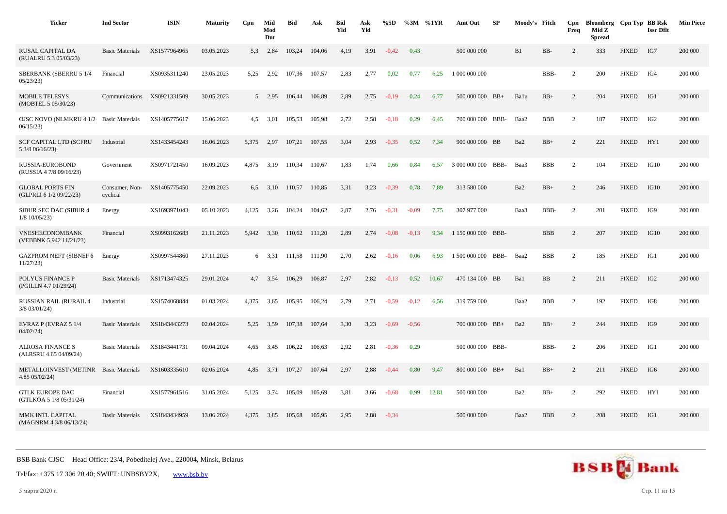| Ticker | Ind Sector | ISIN | Maturity | Cpn | Mid Mod Dur | Bid | Ask | Bid Yld | Ask Yld | %5D | %3M | %1YR | Amt Out | SP | Moody's | Fitch | Cpn Freq | Bloomberg Mid Z Spread | Cpn Typ | BB Rsk Issr Dflt | Min Piece |
|---|---|---|---|---|---|---|---|---|---|---|---|---|---|---|---|---|---|---|---|---|---|
| RUSAL CAPITAL DA (RUALRU 5.3 05/03/23) | Basic Materials | XS1577964965 | 03.05.2023 | 5,3 | 2,84 | 103,24 | 104,06 | 4,19 | 3,91 | -0,42 | 0,43 | | 500 000 000 | | B1 | BB- | 2 | 333 | FIXED | IG7 | 200 000 |
| SBERBANK (SBERRU 5 1/4 05/23/23) | Financial | XS0935311240 | 23.05.2023 | 5,25 | 2,92 | 107,36 | 107,57 | 2,83 | 2,77 | 0,02 | 0,77 | 6,25 | 1 000 000 000 | | | BBB- | 2 | 200 | FIXED | IG4 | 200 000 |
| MOBILE TELESYS (MOBTEL 5 05/30/23) | Communications | XS0921331509 | 30.05.2023 | 5 | 2,95 | 106,44 | 106,89 | 2,89 | 2,75 | -0,19 | 0,24 | 6,77 | 500 000 000 | BB+ | Ba1u | BB+ | 2 | 204 | FIXED | IG1 | 200 000 |
| OJSC NOVO (NLMKRU 4 1/2 06/15/23) | Basic Materials | XS1405775617 | 15.06.2023 | 4,5 | 3,01 | 105,53 | 105,98 | 2,72 | 2,58 | -0,18 | 0,29 | 6,45 | 700 000 000 | BBB- | Baa2 | BBB | 2 | 187 | FIXED | IG2 | 200 000 |
| SCF CAPITAL LTD (SCFRU 5 3/8 06/16/23) | Industrial | XS1433454243 | 16.06.2023 | 5,375 | 2,97 | 107,21 | 107,55 | 3,04 | 2,93 | -0,35 | 0,52 | 7,34 | 900 000 000 | BB | Ba2 | BB+ | 2 | 221 | FIXED | HY1 | 200 000 |
| RUSSIA-EUROBOND (RUSSIA 4 7/8 09/16/23) | Government | XS0971721450 | 16.09.2023 | 4,875 | 3,19 | 110,34 | 110,67 | 1,83 | 1,74 | 0,66 | 0,84 | 6,57 | 3 000 000 000 | BBB- | Baa3 | BBB | 2 | 104 | FIXED | IG10 | 200 000 |
| GLOBAL PORTS FIN (GLPRLI 6 1/2 09/22/23) | Consumer, Non-cyclical | XS1405775450 | 22.09.2023 | 6,5 | 3,10 | 110,57 | 110,85 | 3,31 | 3,23 | -0,39 | 0,78 | 7,89 | 313 580 000 | | Ba2 | BB+ | 2 | 246 | FIXED | IG10 | 200 000 |
| SIBUR SEC DAC (SIBUR 4 1/8 10/05/23) | Energy | XS1693971043 | 05.10.2023 | 4,125 | 3,26 | 104,24 | 104,62 | 2,87 | 2,76 | -0,31 | -0,09 | 7,75 | 307 977 000 | | Baa3 | BBB- | 2 | 201 | FIXED | IG9 | 200 000 |
| VNESHECONOMBANK (VEBBNK 5.942 11/21/23) | Financial | XS0993162683 | 21.11.2023 | 5,942 | 3,30 | 110,62 | 111,20 | 2,89 | 2,74 | -0,08 | -0,13 | 9,34 | 1 150 000 000 | BBB- | | BBB | 2 | 207 | FIXED | IG10 | 200 000 |
| GAZPROM NEFT (SIBNEF 6 11/27/23) | Energy | XS0997544860 | 27.11.2023 | 6 | 3,31 | 111,58 | 111,90 | 2,70 | 2,62 | -0,16 | 0,06 | 6,93 | 1 500 000 000 | BBB- | Baa2 | BBB | 2 | 185 | FIXED | IG1 | 200 000 |
| POLYUS FINANCE P (PGILLN 4.7 01/29/24) | Basic Materials | XS1713474325 | 29.01.2024 | 4,7 | 3,54 | 106,29 | 106,87 | 2,97 | 2,82 | -0,13 | 0,52 | 10,67 | 470 134 000 | BB | Ba1 | BB | 2 | 211 | FIXED | IG2 | 200 000 |
| RUSSIAN RAIL (RURAIL 4 3/8 03/01/24) | Industrial | XS1574068844 | 01.03.2024 | 4,375 | 3,65 | 105,95 | 106,24 | 2,79 | 2,71 | -0,59 | -0,12 | 6,56 | 319 759 000 | | Baa2 | BBB | 2 | 192 | FIXED | IG8 | 200 000 |
| EVRAZ P (EVRAZ 5 1/4 04/02/24) | Basic Materials | XS1843443273 | 02.04.2024 | 5,25 | 3,59 | 107,38 | 107,64 | 3,30 | 3,23 | -0,69 | -0,56 | | 700 000 000 | BB+ | Ba2 | BB+ | 2 | 244 | FIXED | IG9 | 200 000 |
| ALROSA FINANCE S (ALRSRU 4.65 04/09/24) | Basic Materials | XS1843441731 | 09.04.2024 | 4,65 | 3,45 | 106,22 | 106,63 | 2,92 | 2,81 | -0,36 | 0,29 | | 500 000 000 | BBB- | | BBB- | 2 | 206 | FIXED | IG1 | 200 000 |
| METALLOINVEST (METINR 4.85 05/02/24) | Basic Materials | XS1603335610 | 02.05.2024 | 4,85 | 3,71 | 107,27 | 107,64 | 2,97 | 2,88 | -0,44 | 0,80 | 9,47 | 800 000 000 | BB+ | Ba1 | BB+ | 2 | 211 | FIXED | IG6 | 200 000 |
| GTLK EUROPE DAC (GTLKOA 5 1/8 05/31/24) | Financial | XS1577961516 | 31.05.2024 | 5,125 | 3,74 | 105,09 | 105,69 | 3,81 | 3,66 | -0,68 | 0,99 | 12,81 | 500 000 000 | | Ba2 | BB+ | 2 | 292 | FIXED | HY1 | 200 000 |
| MMK INTL CAPITAL (MAGNRM 4 3/8 06/13/24) | Basic Materials | XS1843434959 | 13.06.2024 | 4,375 | 3,85 | 105,68 | 105,95 | 2,95 | 2,88 | -0,34 | | | 500 000 000 | | Baa2 | BBB | 2 | 208 | FIXED | IG1 | 200 000 |

BSB Bank CJSC Head Office: 23/4, Pobeditelej Ave., 220004, Minsk, Belarus

Tel/fax: +375 17 306 20 40; SWIFT: UNBSBY2X, www.bsb.by

5 марта 2020 г.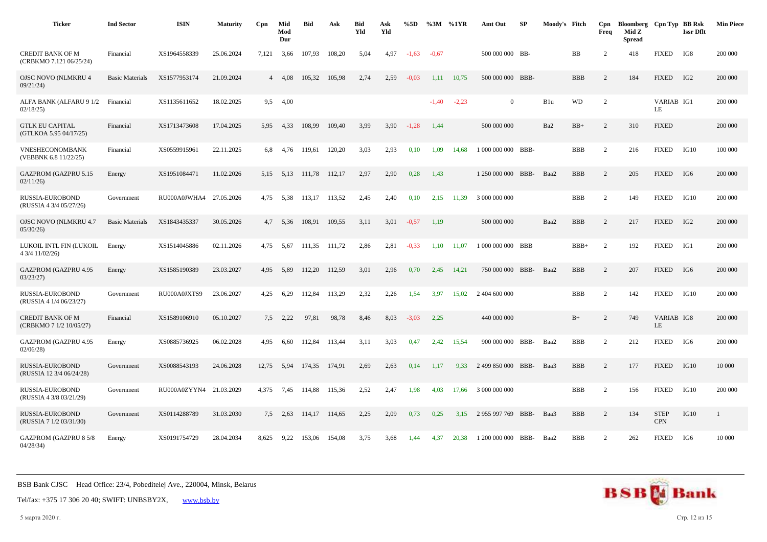| Ticker | Ind Sector | ISIN | Maturity | Cpn | Mid Mod Dur | Bid | Ask | Bid Yld | Ask Yld | %5D | %3M | %1YR | Amt Out | SP | Moody's | Fitch | Cpn Freq | Bloomberg Mid Z Spread | Cpn Typ | BB Rsk Issr Dflt | Min Piece |
|---|---|---|---|---|---|---|---|---|---|---|---|---|---|---|---|---|---|---|---|---|---|
| CREDIT BANK OF M (CRBKMO 7.121 06/25/24) | Financial | XS1964558339 | 25.06.2024 | 7,121 | 3,66 | 107,93 | 108,20 | 5,04 | 4,97 | -1,63 | -0,67 | | 500 000 000 | BB- | | BB | 2 | 418 | FIXED | IG8 | 200 000 |
| OJSC NOVO (NLMKRU 4 09/21/24) | Basic Materials | XS1577953174 | 21.09.2024 | 4 | 4,08 | 105,32 | 105,98 | 2,74 | 2,59 | -0,03 | 1,11 | 10,75 | 500 000 000 | BBB- | | BBB | 2 | 184 | FIXED | IG2 | 200 000 |
| ALFA BANK (ALFARU 9 1/2 02/18/25) | Financial | XS1135611652 | 18.02.2025 | 9,5 | 4,00 | | | | | | -1,40 | -2,23 | 0 | | B1u | WD | 2 | | VARIABLE | IG1 | 200 000 |
| GTLK EU CAPITAL (GTLKOA 5.95 04/17/25) | Financial | XS1713473608 | 17.04.2025 | 5,95 | 4,33 | 108,99 | 109,40 | 3,99 | 3,90 | -1,28 | 1,44 | | 500 000 000 | | Ba2 | BB+ | 2 | 310 | FIXED | | 200 000 |
| VNESHECONOMBANK (VEBBNK 6.8 11/22/25) | Financial | XS0559915961 | 22.11.2025 | 6,8 | 4,76 | 119,61 | 120,20 | 3,03 | 2,93 | 0,10 | 1,09 | 14,68 | 1 000 000 000 | BBB- | | BBB | 2 | 216 | FIXED | IG10 | 100 000 |
| GAZPROM (GAZPRU 5.15 02/11/26) | Energy | XS1951084471 | 11.02.2026 | 5,15 | 5,13 | 111,78 | 112,17 | 2,97 | 2,90 | 0,28 | 1,43 | | 1 250 000 000 | BBB- | Baa2 | BBB | 2 | 205 | FIXED | IG6 | 200 000 |
| RUSSIA-EUROBOND (RUSSIA 4 3/4 05/27/26) | Government | RU000A0JWHA4 | 27.05.2026 | 4,75 | 5,38 | 113,17 | 113,52 | 2,45 | 2,40 | 0,10 | 2,15 | 11,39 | 3 000 000 000 | | | BBB | 2 | 149 | FIXED | IG10 | 200 000 |
| OJSC NOVO (NLMKRU 4.7 05/30/26) | Basic Materials | XS1843435337 | 30.05.2026 | 4,7 | 5,36 | 108,91 | 109,55 | 3,11 | 3,01 | -0,57 | 1,19 | | 500 000 000 | | Baa2 | BBB | 2 | 217 | FIXED | IG2 | 200 000 |
| LUKOIL INTL FIN (LUKOIL 4 3/4 11/02/26) | Energy | XS1514045886 | 02.11.2026 | 4,75 | 5,67 | 111,35 | 111,72 | 2,86 | 2,81 | -0,33 | 1,10 | 11,07 | 1 000 000 000 | BBB | | BBB+ | 2 | 192 | FIXED | IG1 | 200 000 |
| GAZPROM (GAZPRU 4.95 03/23/27) | Energy | XS1585190389 | 23.03.2027 | 4,95 | 5,89 | 112,20 | 112,59 | 3,01 | 2,96 | 0,70 | 2,45 | 14,21 | 750 000 000 | BBB- | Baa2 | BBB | 2 | 207 | FIXED | IG6 | 200 000 |
| RUSSIA-EUROBOND (RUSSIA 4 1/4 06/23/27) | Government | RU000A0JXTS9 | 23.06.2027 | 4,25 | 6,29 | 112,84 | 113,29 | 2,32 | 2,26 | 1,54 | 3,97 | 15,02 | 2 404 600 000 | | | BBB | 2 | 142 | FIXED | IG10 | 200 000 |
| CREDIT BANK OF M (CRBKMO 7 1/2 10/05/27) | Financial | XS1589106910 | 05.10.2027 | 7,5 | 2,22 | 97,81 | 98,78 | 8,46 | 8,03 | -3,03 | 2,25 | | 440 000 000 | | | B+ | 2 | 749 | VARIABLE | IG8 | 200 000 |
| GAZPROM (GAZPRU 4.95 02/06/28) | Energy | XS0885736925 | 06.02.2028 | 4,95 | 6,60 | 112,84 | 113,44 | 3,11 | 3,03 | 0,47 | 2,42 | 15,54 | 900 000 000 | BBB- | Baa2 | BBB | 2 | 212 | FIXED | IG6 | 200 000 |
| RUSSIA-EUROBOND (RUSSIA 12 3/4 06/24/28) | Government | XS0088543193 | 24.06.2028 | 12,75 | 5,94 | 174,35 | 174,91 | 2,69 | 2,63 | 0,14 | 1,17 | 9,33 | 2 499 850 000 | BBB- | Baa3 | BBB | 2 | 177 | FIXED | IG10 | 10 000 |
| RUSSIA-EUROBOND (RUSSIA 4 3/8 03/21/29) | Government | RU000A0ZYYN4 | 21.03.2029 | 4,375 | 7,45 | 114,88 | 115,36 | 2,52 | 2,47 | 1,98 | 4,03 | 17,66 | 3 000 000 000 | | | BBB | 2 | 156 | FIXED | IG10 | 200 000 |
| RUSSIA-EUROBOND (RUSSIA 7 1/2 03/31/30) | Government | XS0114288789 | 31.03.2030 | 7,5 | 2,63 | 114,17 | 114,65 | 2,25 | 2,09 | 0,73 | 0,25 | 3,15 | 2 955 997 769 | BBB- | Baa3 | BBB | 2 | 134 | STEP CPN | IG10 | 1 |
| GAZPROM (GAZPRU 8 5/8 04/28/34) | Energy | XS0191754729 | 28.04.2034 | 8,625 | 9,22 | 153,06 | 154,08 | 3,75 | 3,68 | 1,44 | 4,37 | 20,38 | 1 200 000 000 | BBB- | Baa2 | BBB | 2 | 262 | FIXED | IG6 | 10 000 |

BSB Bank CJSC Head Office: 23/4, Pobeditelej Ave., 220004, Minsk, Belarus

Tel/fax: +375 17 306 20 40; SWIFT: UNBSBY2X, www.bsb.by

5 марта 2020 г.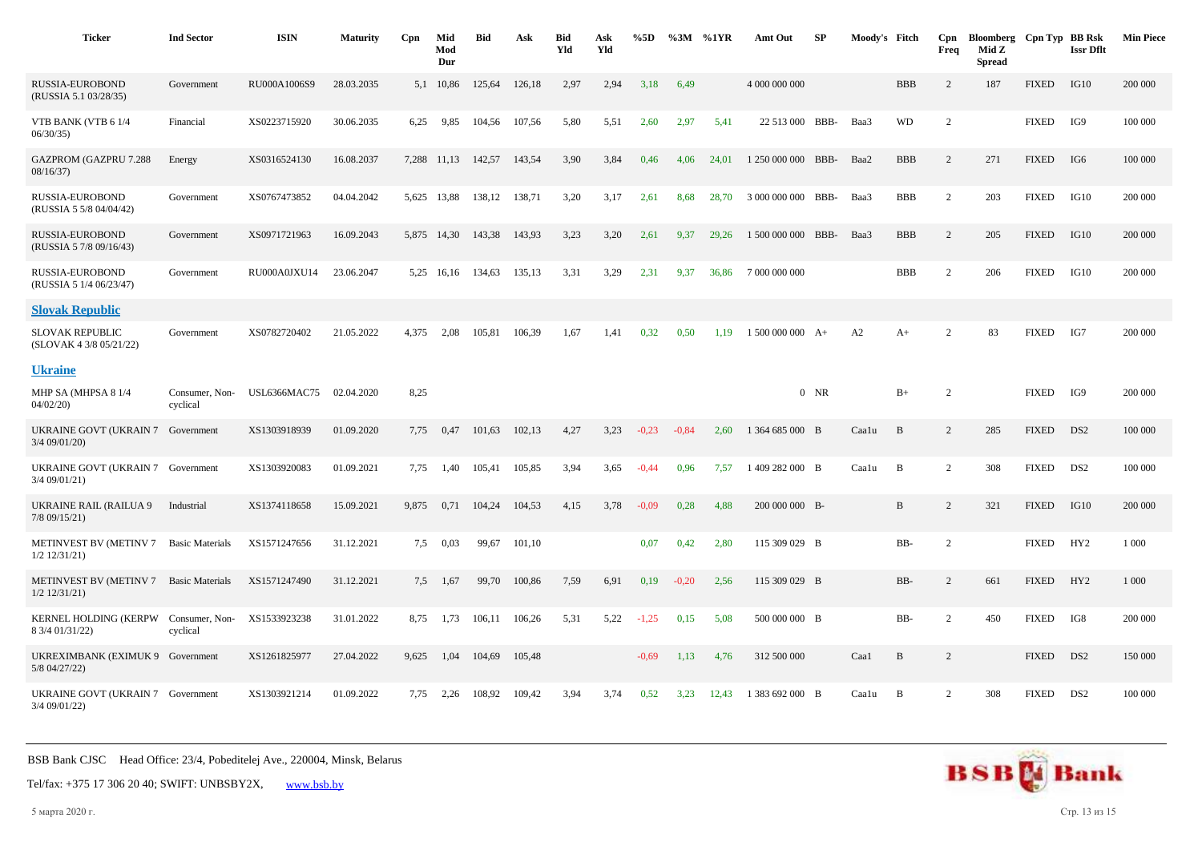| Ticker | Ind Sector | ISIN | Maturity | Cpn | Mid Mod Dur | Bid | Ask | Bid Yld | Ask Yld | %5D | %3M | %1YR | Amt Out | SP | Moody's | Fitch | Cpn Freq | Bloomberg Mid Z Spread | Cpn Typ | BB Rsk Issr Dflt | Min Piece |
|---|---|---|---|---|---|---|---|---|---|---|---|---|---|---|---|---|---|---|---|---|---|
| RUSSIA-EUROBOND (RUSSIA 5.1 03/28/35) | Government | RU000A1006S9 | 28.03.2035 | 5,1 | 10,86 | 125,64 | 126,18 | 2,97 | 2,94 | 3,18 | 6,49 | | 4 000 000 000 | | | BBB | 2 | 187 | FIXED | IG10 | 200 000 |
| VTB BANK (VTB 6 1/4 06/30/35) | Financial | XS0223715920 | 30.06.2035 | 6,25 | 9,85 | 104,56 | 107,56 | 5,80 | 5,51 | 2,60 | 2,97 | 5,41 | 22 513 000 | BBB- | Baa3 | WD | 2 | | FIXED | IG9 | 100 000 |
| GAZPROM (GAZPRU 7.288 08/16/37) | Energy | XS0316524130 | 16.08.2037 | 7,288 | 11,13 | 142,57 | 143,54 | 3,90 | 3,84 | 0,46 | 4,06 | 24,01 | 1 250 000 000 | BBB- | Baa2 | BBB | 2 | 271 | FIXED | IG6 | 100 000 |
| RUSSIA-EUROBOND (RUSSIA 5 5/8 04/04/42) | Government | XS0767473852 | 04.04.2042 | 5,625 | 13,88 | 138,12 | 138,71 | 3,20 | 3,17 | 2,61 | 8,68 | 28,70 | 3 000 000 000 | BBB- | Baa3 | BBB | 2 | 203 | FIXED | IG10 | 200 000 |
| RUSSIA-EUROBOND (RUSSIA 5 7/8 09/16/43) | Government | XS0971721963 | 16.09.2043 | 5,875 | 14,30 | 143,38 | 143,93 | 3,23 | 3,20 | 2,61 | 9,37 | 29,26 | 1 500 000 000 | BBB- | Baa3 | BBB | 2 | 205 | FIXED | IG10 | 200 000 |
| RUSSIA-EUROBOND (RUSSIA 5 1/4 06/23/47) | Government | RU000A0JXU14 | 23.06.2047 | 5,25 | 16,16 | 134,63 | 135,13 | 3,31 | 3,29 | 2,31 | 9,37 | 36,86 | 7 000 000 000 | | | BBB | 2 | 206 | FIXED | IG10 | 200 000 |
| **Slovak Republic** | | | | | | | | | | | | | | | | | | | | | |
| SLOVAK REPUBLIC (SLOVAK 4 3/8 05/21/22) | Government | XS0782720402 | 21.05.2022 | 4,375 | 2,08 | 105,81 | 106,39 | 1,67 | 1,41 | 0,32 | 0,50 | 1,19 | 1 500 000 000 | A+ | A2 | A+ | 2 | 83 | FIXED | IG7 | 200 000 |
| **Ukraine** | | | | | | | | | | | | | | | | | | | | | |
| MHP SA (MHPSA 8 1/4 04/02/20) | Consumer, Non-cyclical | USL6366MAC75 | 02.04.2020 | 8,25 | | | | | | | | | 0 | NR | | B+ | 2 | | FIXED | IG9 | 200 000 |
| UKRAINE GOVT (UKRAIN 7 3/4 09/01/20) | Government | XS1303918939 | 01.09.2020 | 7,75 | 0,47 | 101,63 | 102,13 | 4,27 | 3,23 | -0,23 | -0,84 | 2,60 | 1 364 685 000 | B | Caa1u | B | 2 | 285 | FIXED | DS2 | 100 000 |
| UKRAINE GOVT (UKRAIN 7 3/4 09/01/21) | Government | XS1303920083 | 01.09.2021 | 7,75 | 1,40 | 105,41 | 105,85 | 3,94 | 3,65 | -0,44 | 0,96 | 7,57 | 1 409 282 000 | B | Caa1u | B | 2 | 308 | FIXED | DS2 | 100 000 |
| UKRAINE RAIL (RAILUA 9 7/8 09/15/21) | Industrial | XS1374118658 | 15.09.2021 | 9,875 | 0,71 | 104,24 | 104,53 | 4,15 | 3,78 | -0,09 | 0,28 | 4,88 | 200 000 000 | B- | | B | 2 | 321 | FIXED | IG10 | 200 000 |
| METINVEST BV (METINV 7 1/2 12/31/21) | Basic Materials | XS1571247656 | 31.12.2021 | 7,5 | 0,03 | 99,67 | 101,10 | | | 0,07 | 0,42 | 2,80 | 115 309 029 | B | | BB- | 2 | | FIXED | HY2 | 1 000 |
| METINVEST BV (METINV 7 1/2 12/31/21) | Basic Materials | XS1571247490 | 31.12.2021 | 7,5 | 1,67 | 99,70 | 100,86 | 7,59 | 6,91 | 0,19 | -0,20 | 2,56 | 115 309 029 | B | | BB- | 2 | 661 | FIXED | HY2 | 1 000 |
| KERNEL HOLDING (KERPW 8 3/4 01/31/22) | Consumer, Non-cyclical | XS1533923238 | 31.01.2022 | 8,75 | 1,73 | 106,11 | 106,26 | 5,31 | 5,22 | -1,25 | 0,15 | 5,08 | 500 000 000 | B | | BB- | 2 | 450 | FIXED | IG8 | 200 000 |
| UKREXIMBANK (EXIMUK 9 5/8 04/27/22) | Government | XS1261825977 | 27.04.2022 | 9,625 | 1,04 | 104,69 | 105,48 | | | -0,69 | 1,13 | 4,76 | 312 500 000 | | Caa1 | B | 2 | | FIXED | DS2 | 150 000 |
| UKRAINE GOVT (UKRAIN 7 3/4 09/01/22) | Government | XS1303921214 | 01.09.2022 | 7,75 | 2,26 | 108,92 | 109,42 | 3,94 | 3,74 | 0,52 | 3,23 | 12,43 | 1 383 692 000 | B | Caa1u | B | 2 | 308 | FIXED | DS2 | 100 000 |

BSB Bank CJSC Head Office: 23/4, Pobeditelej Ave., 220004, Minsk, Belarus

Tel/fax: +375 17 306 20 40; SWIFT: UNBSBY2X, www.bsb.by

5 марта 2020 г.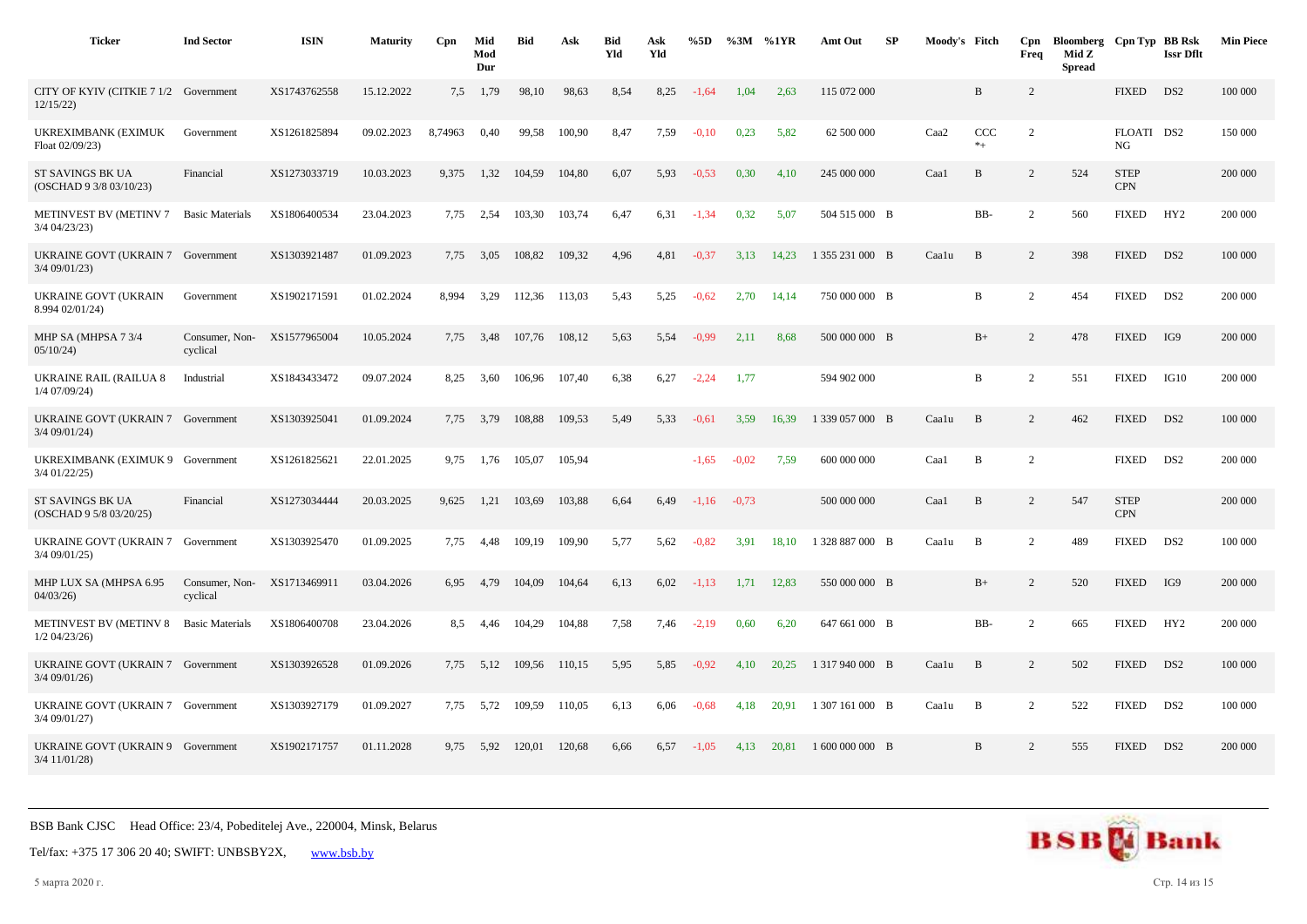| Ticker | Ind Sector | ISIN | Maturity | Cpn | Mid Mod Dur | Bid | Ask | Bid Yld | Ask Yld | %5D | %3M | %1YR | Amt Out | SP | Moody's | Fitch | Cpn Freq | Bloomberg Mid Z Spread | Cpn Typ | BB Rsk Issr Dflt | Min Piece |
|---|---|---|---|---|---|---|---|---|---|---|---|---|---|---|---|---|---|---|---|---|---|
| CITY OF KYIV (CITKIE 7 1/2 12/15/22) | Government | XS1743762558 | 15.12.2022 | 7,5 | 1,79 | 98,10 | 98,63 | 8,54 | 8,25 | -1,64 | 1,04 | 2,63 | 115 072 000 | | | B | 2 | | FIXED | DS2 | 100 000 |
| UKREXIMBANK (EXIMUK Float 02/09/23) | Government | XS1261825894 | 09.02.2023 | 8,74963 | 0,40 | 99,58 | 100,90 | 8,47 | 7,59 | -0,10 | 0,23 | 5,82 | 62 500 000 | | Caa2 | CCC *+ | 2 | | FLOATING | DS2 | 150 000 |
| ST SAVINGS BK UA (OSCHAD 9 3/8 03/10/23) | Financial | XS1273033719 | 10.03.2023 | 9,375 | 1,32 | 104,59 | 104,80 | 6,07 | 5,93 | -0,53 | 0,30 | 4,10 | 245 000 000 | | Caa1 | B | 2 | 524 | STEP CPN | | 200 000 |
| METINVEST BV (METINV 7 3/4 04/23/23) | Basic Materials | XS1806400534 | 23.04.2023 | 7,75 | 2,54 | 103,30 | 103,74 | 6,47 | 6,31 | -1,34 | 0,32 | 5,07 | 504 515 000 | B | | BB- | 2 | 560 | FIXED | HY2 | 200 000 |
| UKRAINE GOVT (UKRAIN 7 3/4 09/01/23) | Government | XS1303921487 | 01.09.2023 | 7,75 | 3,05 | 108,82 | 109,32 | 4,96 | 4,81 | -0,37 | 3,13 | 14,23 | 1 355 231 000 | B | Caa1u | B | 2 | 398 | FIXED | DS2 | 100 000 |
| UKRAINE GOVT (UKRAIN 8.994 02/01/24) | Government | XS1902171591 | 01.02.2024 | 8,994 | 3,29 | 112,36 | 113,03 | 5,43 | 5,25 | -0,62 | 2,70 | 14,14 | 750 000 000 | B | | B | 2 | 454 | FIXED | DS2 | 200 000 |
| MHP SA (MHPSA 7 3/4 05/10/24) | Consumer, Non-cyclical | XS1577965004 | 10.05.2024 | 7,75 | 3,48 | 107,76 | 108,12 | 5,63 | 5,54 | -0,99 | 2,11 | 8,68 | 500 000 000 | B | | B+ | 2 | 478 | FIXED | IG9 | 200 000 |
| UKRAINE RAIL (RAILUA 8 1/4 07/09/24) | Industrial | XS1843433472 | 09.07.2024 | 8,25 | 3,60 | 106,96 | 107,40 | 6,38 | 6,27 | -2,24 | 1,77 | | 594 902 000 | | | B | 2 | 551 | FIXED | IG10 | 200 000 |
| UKRAINE GOVT (UKRAIN 7 3/4 09/01/24) | Government | XS1303925041 | 01.09.2024 | 7,75 | 3,79 | 108,88 | 109,53 | 5,49 | 5,33 | -0,61 | 3,59 | 16,39 | 1 339 057 000 | B | Caa1u | B | 2 | 462 | FIXED | DS2 | 100 000 |
| UKREXIMBANK (EXIMUK 9 3/4 01/22/25) | Government | XS1261825621 | 22.01.2025 | 9,75 | 1,76 | 105,07 | 105,94 | | | -1,65 | -0,02 | 7,59 | 600 000 000 | | Caa1 | B | 2 | | FIXED | DS2 | 200 000 |
| ST SAVINGS BK UA (OSCHAD 9 5/8 03/20/25) | Financial | XS1273034444 | 20.03.2025 | 9,625 | 1,21 | 103,69 | 103,88 | 6,64 | 6,49 | -1,16 | -0,73 | | 500 000 000 | | Caa1 | B | 2 | 547 | STEP CPN | | 200 000 |
| UKRAINE GOVT (UKRAIN 7 3/4 09/01/25) | Government | XS1303925470 | 01.09.2025 | 7,75 | 4,48 | 109,19 | 109,90 | 5,77 | 5,62 | -0,82 | 3,91 | 18,10 | 1 328 887 000 | B | Caa1u | B | 2 | 489 | FIXED | DS2 | 100 000 |
| MHP LUX SA (MHPSA 6.95 04/03/26) | Consumer, Non-cyclical | XS1713469911 | 03.04.2026 | 6,95 | 4,79 | 104,09 | 104,64 | 6,13 | 6,02 | -1,13 | 1,71 | 12,83 | 550 000 000 | B | | B+ | 2 | 520 | FIXED | IG9 | 200 000 |
| METINVEST BV (METINV 8 1/2 04/23/26) | Basic Materials | XS1806400708 | 23.04.2026 | 8,5 | 4,46 | 104,29 | 104,88 | 7,58 | 7,46 | -2,19 | 0,60 | 6,20 | 647 661 000 | B | | BB- | 2 | 665 | FIXED | HY2 | 200 000 |
| UKRAINE GOVT (UKRAIN 7 3/4 09/01/26) | Government | XS1303926528 | 01.09.2026 | 7,75 | 5,12 | 109,56 | 110,15 | 5,95 | 5,85 | -0,92 | 4,10 | 20,25 | 1 317 940 000 | B | Caa1u | B | 2 | 502 | FIXED | DS2 | 100 000 |
| UKRAINE GOVT (UKRAIN 7 3/4 09/01/27) | Government | XS1303927179 | 01.09.2027 | 7,75 | 5,72 | 109,59 | 110,05 | 6,13 | 6,06 | -0,68 | 4,18 | 20,91 | 1 307 161 000 | B | Caa1u | B | 2 | 522 | FIXED | DS2 | 100 000 |
| UKRAINE GOVT (UKRAIN 9 3/4 11/01/28) | Government | XS1902171757 | 01.11.2028 | 9,75 | 5,92 | 120,01 | 120,68 | 6,66 | 6,57 | -1,05 | 4,13 | 20,81 | 1 600 000 000 | B | | B | 2 | 555 | FIXED | DS2 | 200 000 |

BSB Bank CJSC Head Office: 23/4, Pobeditelej Ave., 220004, Minsk, Belarus

Tel/fax: +375 17 306 20 40; SWIFT: UNBSBY2X, www.bsb.by

5 марта 2020 г.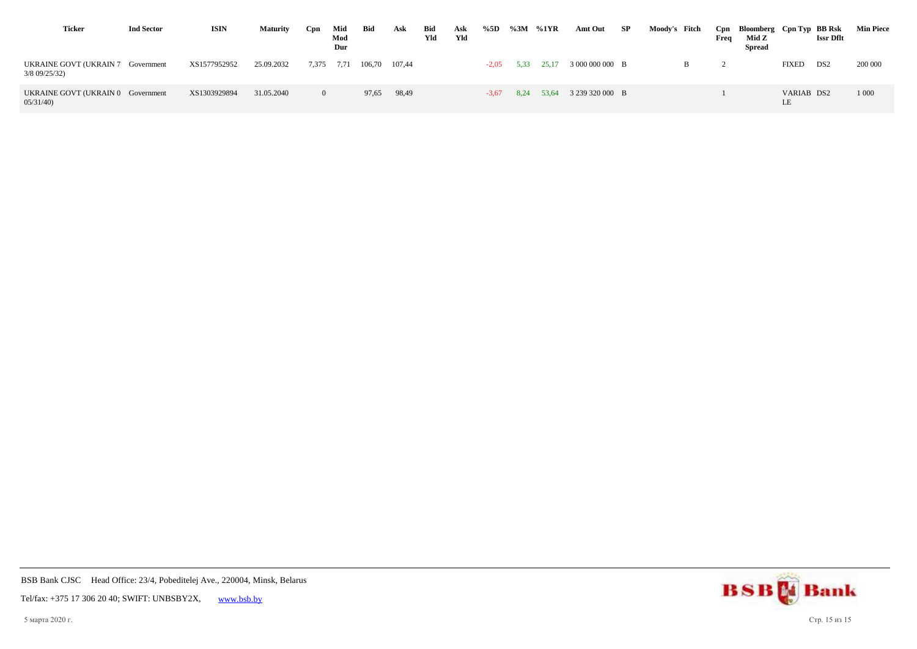| Ticker | Ind Sector | ISIN | Maturity | Cpn | Mid Mod Dur | Bid | Ask | Bid Yld | Ask Yld | %5D | %3M | %1YR | Amt Out | SP | Moody's | Fitch | Cpn Freq | Bloomberg Mid Z Spread | Cpn Typ | BB Rsk Issr Dflt | Min Piece |
|---|---|---|---|---|---|---|---|---|---|---|---|---|---|---|---|---|---|---|---|---|---|
| UKRAINE GOVT (UKRAIN 7 3/8 09/25/32) | Government | XS1577952952 | 25.09.2032 | 7,375 | 7,71 | 106,70 | 107,44 | | | -2,05 | 5,33 | 25,17 | 3 000 000 000 | B | | B | 2 | | FIXED | DS2 | 200 000 |
| UKRAINE GOVT (UKRAIN 0 05/31/40) | Government | XS1303929894 | 31.05.2040 | 0 | | 97,65 | 98,49 | | | -3,67 | 8,24 | 53,64 | 3 239 320 000 | B | | | 1 | | VARIABLE | DS2 | 1 000 |

BSB Bank CJSC Head Office: 23/4, Pobeditelej Ave., 220004, Minsk, Belarus

Tel/fax: +375 17 306 20 40; SWIFT: UNBSBY2X, www.bsb.by

5 марта 2020 г.